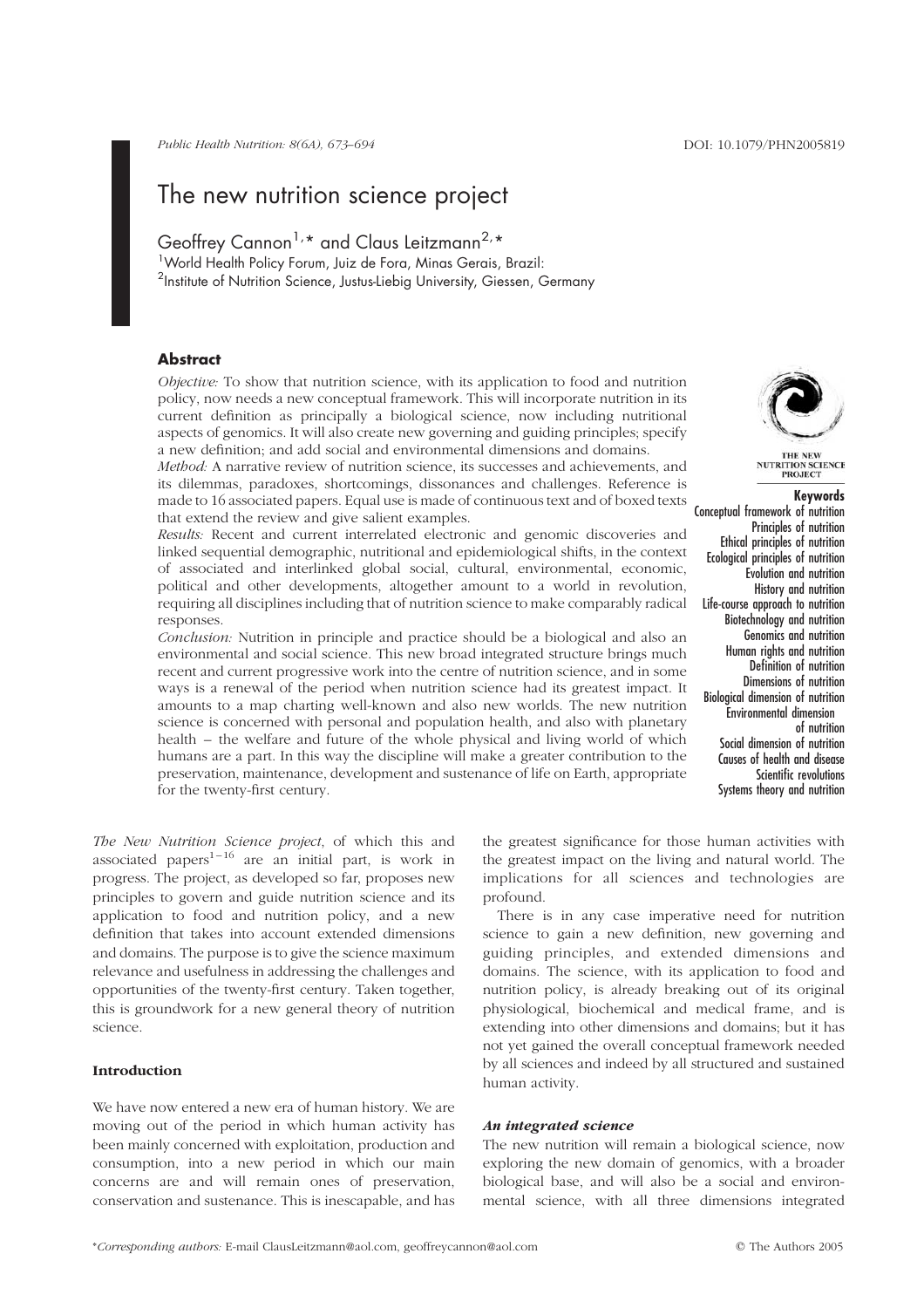# The new nutrition science project

Geoffrey Cannon[1,*] and Claus Leitzmann[2,*]

[1]World Health Policy Forum, Juiz de Fora, Minas Gerais, Brazil:
[2]Institute of Nutrition Science, Justus-Liebig University, Giessen, Germany

## Abstract

*Objective:* To show that nutrition science, with its application to food and nutrition policy, now needs a new conceptual framework. This will incorporate nutrition in its current definition as principally a biological science, now including nutritional aspects of genomics. It will also create new governing and guiding principles; specify a new definition; and add social and environmental dimensions and domains.

*Method:* A narrative review of nutrition science, its successes and achievements, and its dilemmas, paradoxes, shortcomings, dissonances and challenges. Reference is made to 16 associated papers. Equal use is made of continuous text and of boxed texts that extend the review and give salient examples.

*Results:* Recent and current interrelated electronic and genomic discoveries and linked sequential demographic, nutritional and epidemiological shifts, in the context of associated and interlinked global social, cultural, environmental, economic, political and other developments, altogether amount to a world in revolution, requiring all disciplines including that of nutrition science to make comparably radical responses.

*Conclusion:* Nutrition in principle and practice should be a biological and also an environmental and social science. This new broad integrated structure brings much recent and current progressive work into the centre of nutrition science, and in some ways is a renewal of the period when nutrition science had its greatest impact. It amounts to a map charting well-known and also new worlds. The new nutrition science is concerned with personal and population health, and also with planetary health – the welfare and future of the whole physical and living world of which humans are a part. In this way the discipline will make a greater contribution to the preservation, maintenance, development and sustenance of life on Earth, appropriate for the twenty-first century.

**Keywords**
Conceptual framework of nutrition
Principles of nutrition
Ethical principles of nutrition
Ecological principles of nutrition
Evolution and nutrition
History and nutrition
Life-course approach to nutrition
Biotechnology and nutrition
Genomics and nutrition
Human rights and nutrition
Definition of nutrition
Dimensions of nutrition
Biological dimension of nutrition
Environmental dimension of nutrition
Social dimension of nutrition
Causes of health and disease
Scientific revolutions
Systems theory and nutrition

*The New Nutrition Science project*, of which this and associated papers[1–16] are an initial part, is work in progress. The project, as developed so far, proposes new principles to govern and guide nutrition science and its application to food and nutrition policy, and a new definition that takes into account extended dimensions and domains. The purpose is to give the science maximum relevance and usefulness in addressing the challenges and opportunities of the twenty-first century. Taken together, this is groundwork for a new general theory of nutrition science.

## Introduction

We have now entered a new era of human history. We are moving out of the period in which human activity has been mainly concerned with exploitation, production and consumption, into a new period in which our main concerns are and will remain ones of preservation, conservation and sustenance. This is inescapable, and has the greatest significance for those human activities with the greatest impact on the living and natural world. The implications for all sciences and technologies are profound.

There is in any case imperative need for nutrition science to gain a new definition, new governing and guiding principles, and extended dimensions and domains. The science, with its application to food and nutrition policy, is already breaking out of its original physiological, biochemical and medical frame, and is extending into other dimensions and domains; but it has not yet gained the overall conceptual framework needed by all sciences and indeed by all structured and sustained human activity.

### *An integrated science*

The new nutrition will remain a biological science, now exploring the new domain of genomics, with a broader biological base, and will also be a social and environmental science, with all three dimensions integrated

*Corresponding authors: E-mail ClausLeitzmann@aol.com, geoffreycannon@aol.com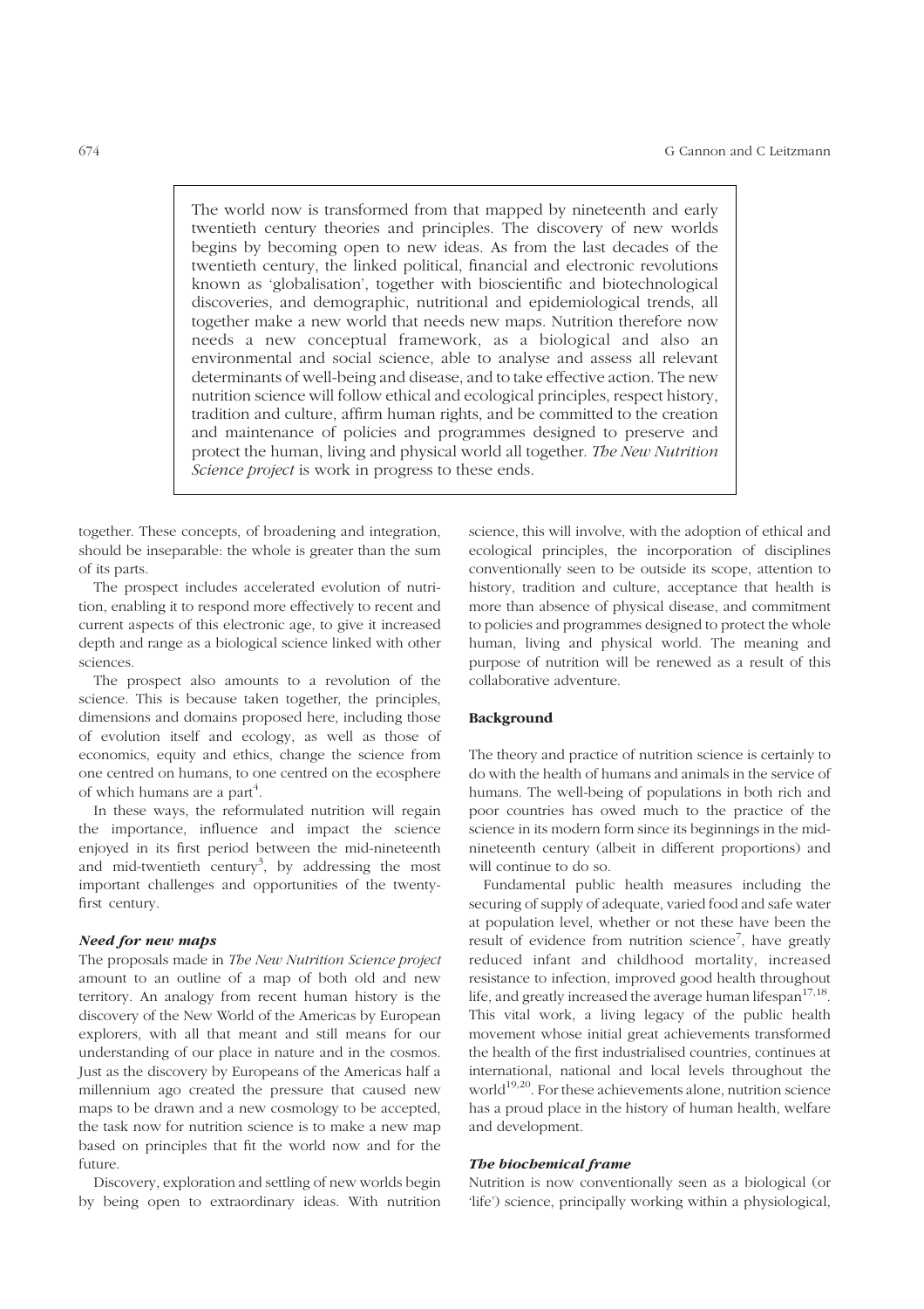> The world now is transformed from that mapped by nineteenth and early twentieth century theories and principles. The discovery of new worlds begins by becoming open to new ideas. As from the last decades of the twentieth century, the linked political, financial and electronic revolutions known as 'globalisation', together with bioscientific and biotechnological discoveries, and demographic, nutritional and epidemiological trends, all together make a new world that needs new maps. Nutrition therefore now needs a new conceptual framework, as a biological and also an environmental and social science, able to analyse and assess all relevant determinants of well-being and disease, and to take effective action. The new nutrition science will follow ethical and ecological principles, respect history, tradition and culture, affirm human rights, and be committed to the creation and maintenance of policies and programmes designed to preserve and protect the human, living and physical world all together. *The New Nutrition Science project* is work in progress to these ends.

together. These concepts, of broadening and integration, should be inseparable: the whole is greater than the sum of its parts.

The prospect includes accelerated evolution of nutrition, enabling it to respond more effectively to recent and current aspects of this electronic age, to give it increased depth and range as a biological science linked with other sciences.

The prospect also amounts to a revolution of the science. This is because taken together, the principles, dimensions and domains proposed here, including those of evolution itself and ecology, as well as those of economics, equity and ethics, change the science from one centred on humans, to one centred on the ecosphere of which humans are a part[4].

In these ways, the reformulated nutrition will regain the importance, influence and impact the science enjoyed in its first period between the mid-nineteenth and mid-twentieth century[3], by addressing the most important challenges and opportunities of the twenty-first century.

### *Need for new maps*

The proposals made in *The New Nutrition Science project* amount to an outline of a map of both old and new territory. An analogy from recent human history is the discovery of the New World of the Americas by European explorers, with all that meant and still means for our understanding of our place in nature and in the cosmos. Just as the discovery by Europeans of the Americas half a millennium ago created the pressure that caused new maps to be drawn and a new cosmology to be accepted, the task now for nutrition science is to make a new map based on principles that fit the world now and for the future.

Discovery, exploration and settling of new worlds begin by being open to extraordinary ideas. With nutrition science, this will involve, with the adoption of ethical and ecological principles, the incorporation of disciplines conventionally seen to be outside its scope, attention to history, tradition and culture, acceptance that health is more than absence of physical disease, and commitment to policies and programmes designed to protect the whole human, living and physical world. The meaning and purpose of nutrition will be renewed as a result of this collaborative adventure.

## Background

The theory and practice of nutrition science is certainly to do with the health of humans and animals in the service of humans. The well-being of populations in both rich and poor countries has owed much to the practice of the science in its modern form since its beginnings in the mid-nineteenth century (albeit in different proportions) and will continue to do so.

Fundamental public health measures including the securing of supply of adequate, varied food and safe water at population level, whether or not these have been the result of evidence from nutrition science[7], have greatly reduced infant and childhood mortality, increased resistance to infection, improved good health throughout life, and greatly increased the average human lifespan[17,18]. This vital work, a living legacy of the public health movement whose initial great achievements transformed the health of the first industrialised countries, continues at international, national and local levels throughout the world[19,20]. For these achievements alone, nutrition science has a proud place in the history of human health, welfare and development.

### *The biochemical frame*

Nutrition is now conventionally seen as a biological (or 'life') science, principally working within a physiological,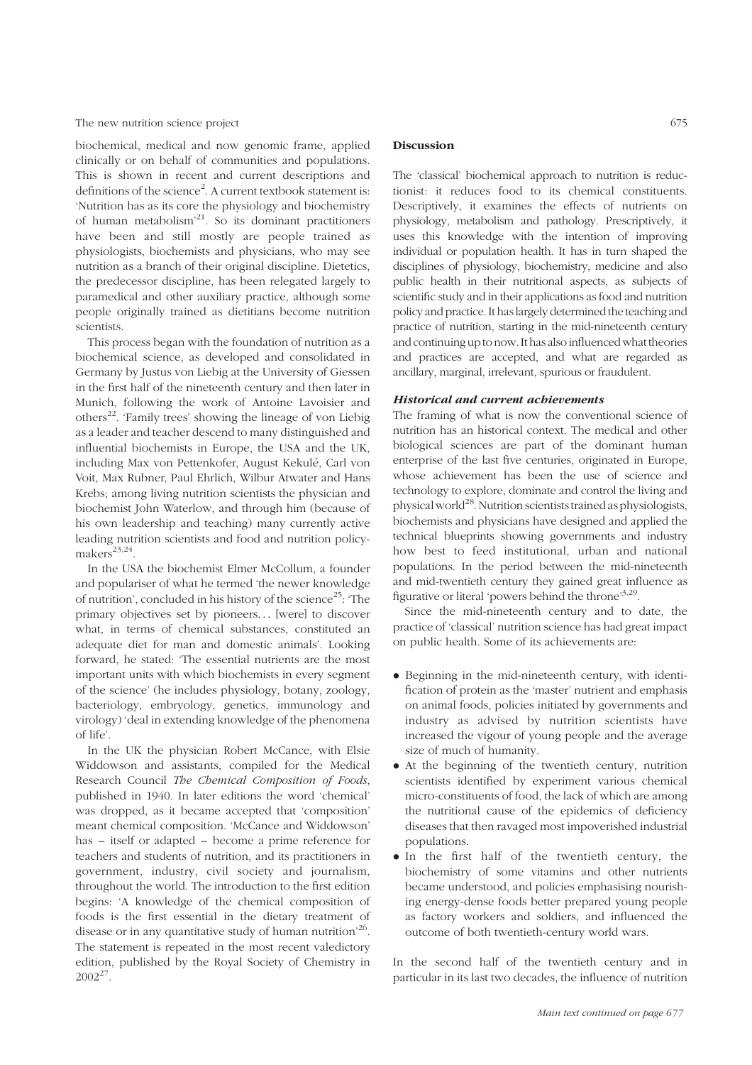biochemical, medical and now genomic frame, applied clinically or on behalf of communities and populations. This is shown in recent and current descriptions and definitions of the science[2]. A current textbook statement is: 'Nutrition has as its core the physiology and biochemistry of human metabolism'[21]. So its dominant practitioners have been and still mostly are people trained as physiologists, biochemists and physicians, who may see nutrition as a branch of their original discipline. Dietetics, the predecessor discipline, has been relegated largely to paramedical and other auxiliary practice, although some people originally trained as dietitians become nutrition scientists.

This process began with the foundation of nutrition as a biochemical science, as developed and consolidated in Germany by Justus von Liebig at the University of Giessen in the first half of the nineteenth century and then later in Munich, following the work of Antoine Lavoisier and others[22]. 'Family trees' showing the lineage of von Liebig as a leader and teacher descend to many distinguished and influential biochemists in Europe, the USA and the UK, including Max von Pettenkofer, August Kekulé, Carl von Voit, Max Rubner, Paul Ehrlich, Wilbur Atwater and Hans Krebs; among living nutrition scientists the physician and biochemist John Waterlow, and through him (because of his own leadership and teaching) many currently active leading nutrition scientists and food and nutrition policy-makers[23,24].

In the USA the biochemist Elmer McCollum, a founder and populariser of what he termed 'the newer knowledge of nutrition', concluded in his history of the science[25]: 'The primary objectives set by pioneers… [were] to discover what, in terms of chemical substances, constituted an adequate diet for man and domestic animals'. Looking forward, he stated: 'The essential nutrients are the most important units with which biochemists in every segment of the science' (he includes physiology, botany, zoology, bacteriology, embryology, genetics, immunology and virology) 'deal in extending knowledge of the phenomena of life'.

In the UK the physician Robert McCance, with Elsie Widdowson and assistants, compiled for the Medical Research Council *The Chemical Composition of Foods*, published in 1940. In later editions the word 'chemical' was dropped, as it became accepted that 'composition' meant chemical composition. 'McCance and Widdowson' has – itself or adapted – become a prime reference for teachers and students of nutrition, and its practitioners in government, industry, civil society and journalism, throughout the world. The introduction to the first edition begins: 'A knowledge of the chemical composition of foods is the first essential in the dietary treatment of disease or in any quantitative study of human nutrition'[26]. The statement is repeated in the most recent valedictory edition, published by the Royal Society of Chemistry in 2002[27].

## Discussion

The 'classical' biochemical approach to nutrition is reductionist: it reduces food to its chemical constituents. Descriptively, it examines the effects of nutrients on physiology, metabolism and pathology. Prescriptively, it uses this knowledge with the intention of improving individual or population health. It has in turn shaped the disciplines of physiology, biochemistry, medicine and also public health in their nutritional aspects, as subjects of scientific study and in their applications as food and nutrition policy and practice. It has largely determined the teaching and practice of nutrition, starting in the mid-nineteenth century and continuing up to now. It has also influenced what theories and practices are accepted, and what are regarded as ancillary, marginal, irrelevant, spurious or fraudulent.

### *Historical and current achievements*

The framing of what is now the conventional science of nutrition has an historical context. The medical and other biological sciences are part of the dominant human enterprise of the last five centuries, originated in Europe, whose achievement has been the use of science and technology to explore, dominate and control the living and physical world[28]. Nutrition scientists trained as physiologists, biochemists and physicians have designed and applied the technical blueprints showing governments and industry how best to feed institutional, urban and national populations. In the period between the mid-nineteenth and mid-twentieth century they gained great influence as figurative or literal 'powers behind the throne'[3,29].

Since the mid-nineteenth century and to date, the practice of 'classical' nutrition science has had great impact on public health. Some of its achievements are:

- Beginning in the mid-nineteenth century, with identification of protein as the 'master' nutrient and emphasis on animal foods, policies initiated by governments and industry as advised by nutrition scientists have increased the vigour of young people and the average size of much of humanity.
- At the beginning of the twentieth century, nutrition scientists identified by experiment various chemical micro-constituents of food, the lack of which are among the nutritional cause of the epidemics of deficiency diseases that then ravaged most impoverished industrial populations.
- In the first half of the twentieth century, the biochemistry of some vitamins and other nutrients became understood, and policies emphasising nourishing energy-dense foods better prepared young people as factory workers and soldiers, and influenced the outcome of both twentieth-century world wars.

In the second half of the twentieth century and in particular in its last two decades, the influence of nutrition

*Main text continued on page 677*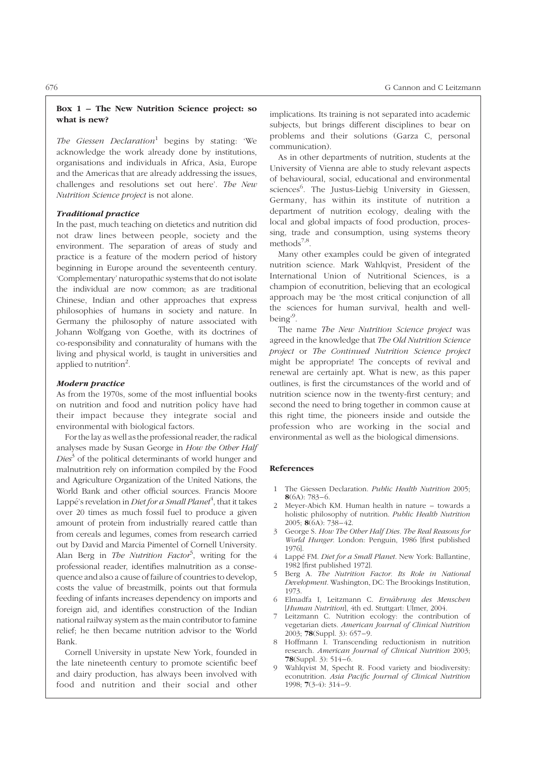### Box 1 – The New Nutrition Science project: so what is new?

*The Giessen Declaration*[1] begins by stating: 'We acknowledge the work already done by institutions, organisations and individuals in Africa, Asia, Europe and the Americas that are already addressing the issues, challenges and resolutions set out here'. *The New Nutrition Science project* is not alone.

#### *Traditional practice*

In the past, much teaching on dietetics and nutrition did not draw lines between people, society and the environment. The separation of areas of study and practice is a feature of the modern period of history beginning in Europe around the seventeenth century. 'Complementary' naturopathic systems that do not isolate the individual are now common; as are traditional Chinese, Indian and other approaches that express philosophies of humans in society and nature. In Germany the philosophy of nature associated with Johann Wolfgang von Goethe, with its doctrines of co-responsibility and connaturality of humans with the living and physical world, is taught in universities and applied to nutrition[2].

#### *Modern practice*

As from the 1970s, some of the most influential books on nutrition and food and nutrition policy have had their impact because they integrate social and environmental with biological factors.

For the lay as well as the professional reader, the radical analyses made by Susan George in *How the Other Half Dies*[3] of the political determinants of world hunger and malnutrition rely on information compiled by the Food and Agriculture Organization of the United Nations, the World Bank and other official sources. Francis Moore Lappé's revelation in *Diet for a Small Planet*[4], that it takes over 20 times as much fossil fuel to produce a given amount of protein from industrially reared cattle than from cereals and legumes, comes from research carried out by David and Marcia Pimentel of Cornell University. Alan Berg in *The Nutrition Factor*[5], writing for the professional reader, identifies malnutrition as a consequence and also a cause of failure of countries to develop, costs the value of breastmilk, points out that formula feeding of infants increases dependency on imports and foreign aid, and identifies construction of the Indian national railway system as the main contributor to famine relief; he then became nutrition advisor to the World Bank.

Cornell University in upstate New York, founded in the late nineteenth century to promote scientific beef and dairy production, has always been involved with food and nutrition and their social and other implications. Its training is not separated into academic subjects, but brings different disciplines to bear on problems and their solutions (Garza C, personal communication).

As in other departments of nutrition, students at the University of Vienna are able to study relevant aspects of behavioural, social, educational and environmental sciences[6]. The Justus-Liebig University in Giessen, Germany, has within its institute of nutrition a department of nutrition ecology, dealing with the local and global impacts of food production, processing, trade and consumption, using systems theory methods[7,8].

Many other examples could be given of integrated nutrition science. Mark Wahlqvist, President of the International Union of Nutritional Sciences, is a champion of econutrition, believing that an ecological approach may be 'the most critical conjunction of all the sciences for human survival, health and well-being'[9].

The name *The New Nutrition Science project* was agreed in the knowledge that *The Old Nutrition Science project* or *The Continued Nutrition Science project* might be appropriate! The concepts of revival and renewal are certainly apt. What is new, as this paper outlines, is first the circumstances of the world and of nutrition science now in the twenty-first century; and second the need to bring together in common cause at this right time, the pioneers inside and outside the profession who are working in the social and environmental as well as the biological dimensions.

#### References

1. The Giessen Declaration. *Public Health Nutrition* 2005; **8**(6A): 783–6.
2. Meyer-Abich KM. Human health in nature – towards a holistic philosophy of nutrition. *Public Health Nutrition* 2005; **8**(6A): 738–42.
3. George S. *How The Other Half Dies. The Real Reasons for World Hunger*. London: Penguin, 1986 [first published 1976].
4. Lappé FM. *Diet for a Small Planet*. New York: Ballantine, 1982 [first published 1972].
5. Berg A. *The Nutrition Factor. Its Role in National Development*. Washington, DC: The Brookings Institution, 1973.
6. Elmadfa I, Leitzmann C. *Ernährung des Menschen* [*Human Nutrition*], 4th ed. Stuttgart: Ulmer, 2004.
7. Leitzmann C. Nutrition ecology: the contribution of vegetarian diets. *American Journal of Clinical Nutrition* 2003; **78**(Suppl. 3): 657–9.
8. Hoffmann I. Transcending reductionism in nutrition research. *American Journal of Clinical Nutrition* 2003; **78**(Suppl. 3): 514–6.
9. Wahlqvist M, Specht R. Food variety and biodiversity: econutrition. *Asia Pacific Journal of Clinical Nutrition* 1998; **7**(3-4): 314–9.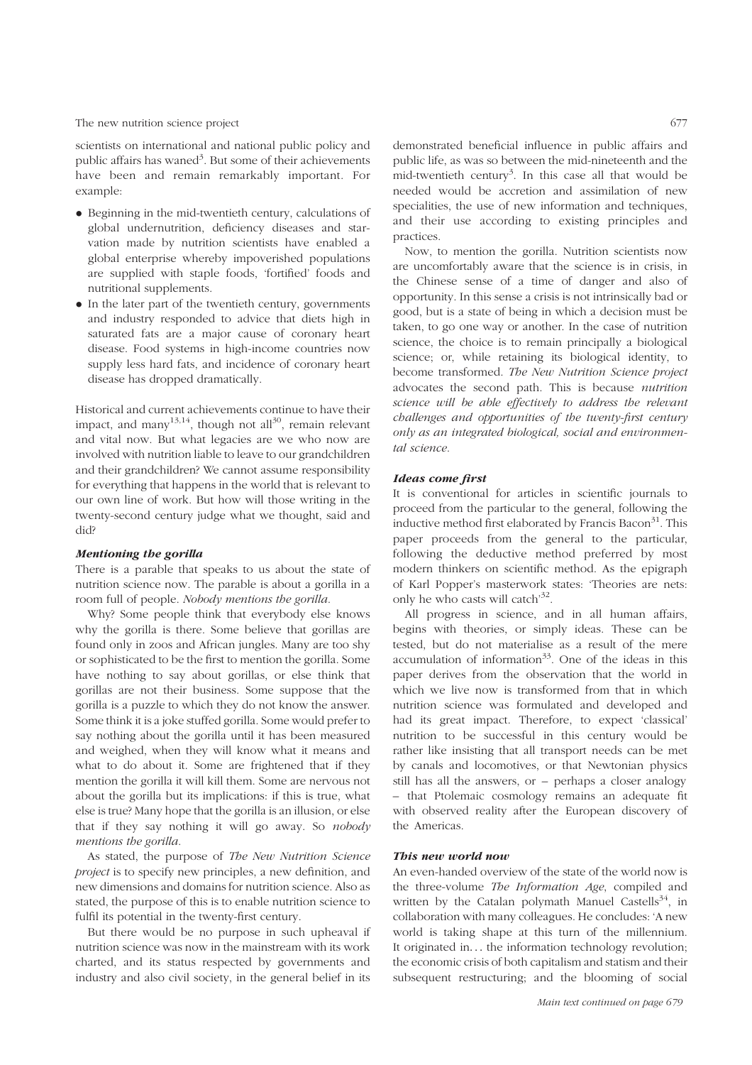scientists on international and national public policy and public affairs has waned[3]. But some of their achievements have been and remain remarkably important. For example:

- Beginning in the mid-twentieth century, calculations of global undernutrition, deficiency diseases and starvation made by nutrition scientists have enabled a global enterprise whereby impoverished populations are supplied with staple foods, 'fortified' foods and nutritional supplements.
- In the later part of the twentieth century, governments and industry responded to advice that diets high in saturated fats are a major cause of coronary heart disease. Food systems in high-income countries now supply less hard fats, and incidence of coronary heart disease has dropped dramatically.

Historical and current achievements continue to have their impact, and many[13,14], though not all[30], remain relevant and vital now. But what legacies are we who now are involved with nutrition liable to leave to our grandchildren and their grandchildren? We cannot assume responsibility for everything that happens in the world that is relevant to our own line of work. But how will those writing in the twenty-second century judge what we thought, said and did?

### *Mentioning the gorilla*

There is a parable that speaks to us about the state of nutrition science now. The parable is about a gorilla in a room full of people. *Nobody mentions the gorilla.*

Why? Some people think that everybody else knows why the gorilla is there. Some believe that gorillas are found only in zoos and African jungles. Many are too shy or sophisticated to be the first to mention the gorilla. Some have nothing to say about gorillas, or else think that gorillas are not their business. Some suppose that the gorilla is a puzzle to which they do not know the answer. Some think it is a joke stuffed gorilla. Some would prefer to say nothing about the gorilla until it has been measured and weighed, when they will know what it means and what to do about it. Some are frightened that if they mention the gorilla it will kill them. Some are nervous not about the gorilla but its implications: if this is true, what else is true? Many hope that the gorilla is an illusion, or else that if they say nothing it will go away. So *nobody mentions the gorilla*.

As stated, the purpose of *The New Nutrition Science project* is to specify new principles, a new definition, and new dimensions and domains for nutrition science. Also as stated, the purpose of this is to enable nutrition science to fulfil its potential in the twenty-first century.

But there would be no purpose in such upheaval if nutrition science was now in the mainstream with its work charted, and its status respected by governments and industry and also civil society, in the general belief in its demonstrated beneficial influence in public affairs and public life, as was so between the mid-nineteenth and the mid-twentieth century[3]. In this case all that would be needed would be accretion and assimilation of new specialities, the use of new information and techniques, and their use according to existing principles and practices.

Now, to mention the gorilla. Nutrition scientists now are uncomfortably aware that the science is in crisis, in the Chinese sense of a time of danger and also of opportunity. In this sense a crisis is not intrinsically bad or good, but is a state of being in which a decision must be taken, to go one way or another. In the case of nutrition science, the choice is to remain principally a biological science; or, while retaining its biological identity, to become transformed. *The New Nutrition Science project* advocates the second path. This is because *nutrition science will be able effectively to address the relevant challenges and opportunities of the twenty-first century only as an integrated biological, social and environmental science.*

### *Ideas come first*

It is conventional for articles in scientific journals to proceed from the particular to the general, following the inductive method first elaborated by Francis Bacon[31]. This paper proceeds from the general to the particular, following the deductive method preferred by most modern thinkers on scientific method. As the epigraph of Karl Popper's masterwork states: 'Theories are nets: only he who casts will catch'[32].

All progress in science, and in all human affairs, begins with theories, or simply ideas. These can be tested, but do not materialise as a result of the mere accumulation of information[33]. One of the ideas in this paper derives from the observation that the world in which we live now is transformed from that in which nutrition science was formulated and developed and had its great impact. Therefore, to expect 'classical' nutrition to be successful in this century would be rather like insisting that all transport needs can be met by canals and locomotives, or that Newtonian physics still has all the answers, or – perhaps a closer analogy – that Ptolemaic cosmology remains an adequate fit with observed reality after the European discovery of the Americas.

### *This new world now*

An even-handed overview of the state of the world now is the three-volume *The Information Age*, compiled and written by the Catalan polymath Manuel Castells[34], in collaboration with many colleagues. He concludes: 'A new world is taking shape at this turn of the millennium. It originated in… the information technology revolution; the economic crisis of both capitalism and statism and their subsequent restructuring; and the blooming of social

*Main text continued on page 679*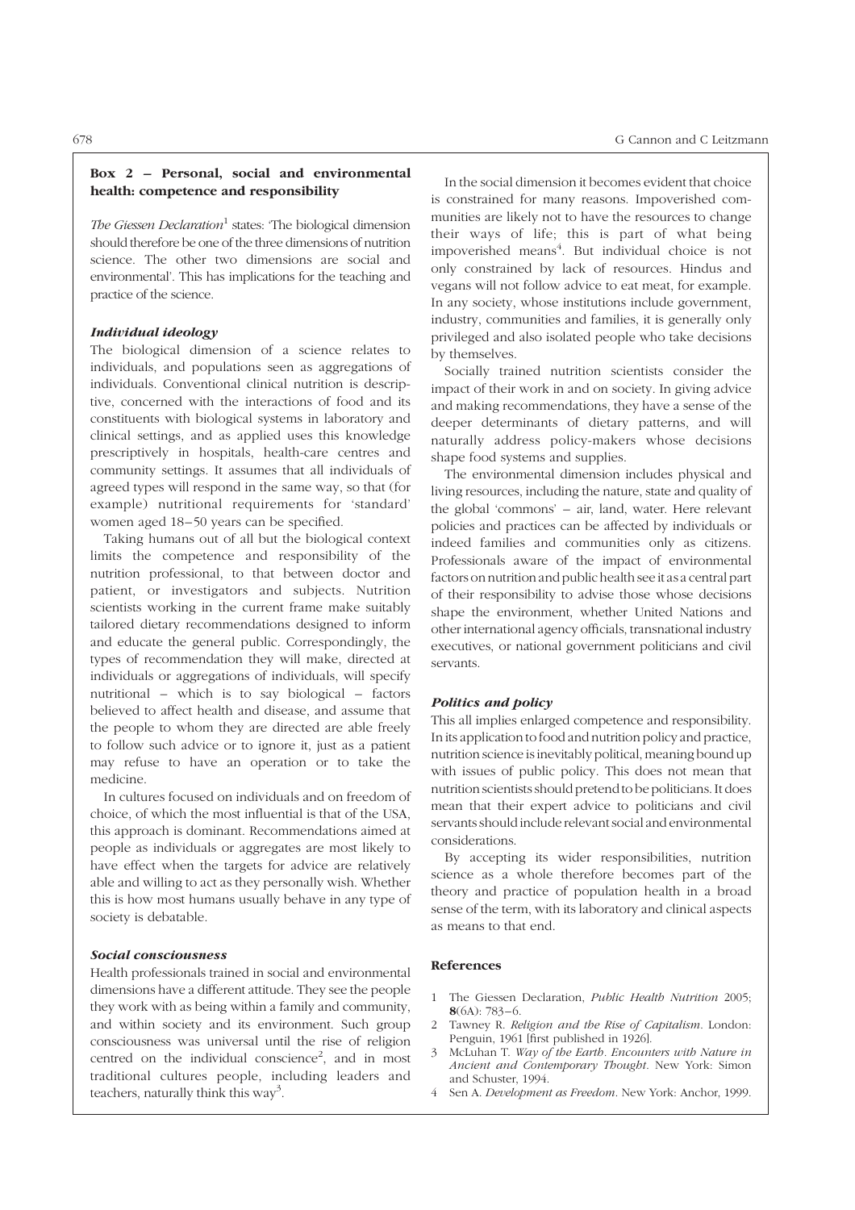### Box 2 – Personal, social and environmental health: competence and responsibility

*The Giessen Declaration*[1] states: 'The biological dimension should therefore be one of the three dimensions of nutrition science. The other two dimensions are social and environmental'. This has implications for the teaching and practice of the science.

#### *Individual ideology*

The biological dimension of a science relates to individuals, and populations seen as aggregations of individuals. Conventional clinical nutrition is descriptive, concerned with the interactions of food and its constituents with biological systems in laboratory and clinical settings, and as applied uses this knowledge prescriptively in hospitals, health-care centres and community settings. It assumes that all individuals of agreed types will respond in the same way, so that (for example) nutritional requirements for 'standard' women aged 18–50 years can be specified.

Taking humans out of all but the biological context limits the competence and responsibility of the nutrition professional, to that between doctor and patient, or investigators and subjects. Nutrition scientists working in the current frame make suitably tailored dietary recommendations designed to inform and educate the general public. Correspondingly, the types of recommendation they will make, directed at individuals or aggregations of individuals, will specify nutritional – which is to say biological – factors believed to affect health and disease, and assume that the people to whom they are directed are able freely to follow such advice or to ignore it, just as a patient may refuse to have an operation or to take the medicine.

In cultures focused on individuals and on freedom of choice, of which the most influential is that of the USA, this approach is dominant. Recommendations aimed at people as individuals or aggregates are most likely to have effect when the targets for advice are relatively able and willing to act as they personally wish. Whether this is how most humans usually behave in any type of society is debatable.

#### *Social consciousness*

Health professionals trained in social and environmental dimensions have a different attitude. They see the people they work with as being within a family and community, and within society and its environment. Such group consciousness was universal until the rise of religion centred on the individual conscience[2], and in most traditional cultures people, including leaders and teachers, naturally think this way[3].

In the social dimension it becomes evident that choice is constrained for many reasons. Impoverished communities are likely not to have the resources to change their ways of life; this is part of what being impoverished means[4]. But individual choice is not only constrained by lack of resources. Hindus and vegans will not follow advice to eat meat, for example. In any society, whose institutions include government, industry, communities and families, it is generally only privileged and also isolated people who take decisions by themselves.

Socially trained nutrition scientists consider the impact of their work in and on society. In giving advice and making recommendations, they have a sense of the deeper determinants of dietary patterns, and will naturally address policy-makers whose decisions shape food systems and supplies.

The environmental dimension includes physical and living resources, including the nature, state and quality of the global 'commons' – air, land, water. Here relevant policies and practices can be affected by individuals or indeed families and communities only as citizens. Professionals aware of the impact of environmental factors on nutrition and public health see it as a central part of their responsibility to advise those whose decisions shape the environment, whether United Nations and other international agency officials, transnational industry executives, or national government politicians and civil servants.

#### *Politics and policy*

This all implies enlarged competence and responsibility. In its application to food and nutrition policy and practice, nutrition science is inevitably political, meaning bound up with issues of public policy. This does not mean that nutrition scientists should pretend to be politicians. It does mean that their expert advice to politicians and civil servants should include relevant social and environmental considerations.

By accepting its wider responsibilities, nutrition science as a whole therefore becomes part of the theory and practice of population health in a broad sense of the term, with its laboratory and clinical aspects as means to that end.

#### References

1. The Giessen Declaration, *Public Health Nutrition* 2005; **8**(6A): 783–6.
2. Tawney R. *Religion and the Rise of Capitalism*. London: Penguin, 1961 [first published in 1926].
3. McLuhan T. *Way of the Earth. Encounters with Nature in Ancient and Contemporary Thought*. New York: Simon and Schuster, 1994.
4. Sen A. *Development as Freedom*. New York: Anchor, 1999.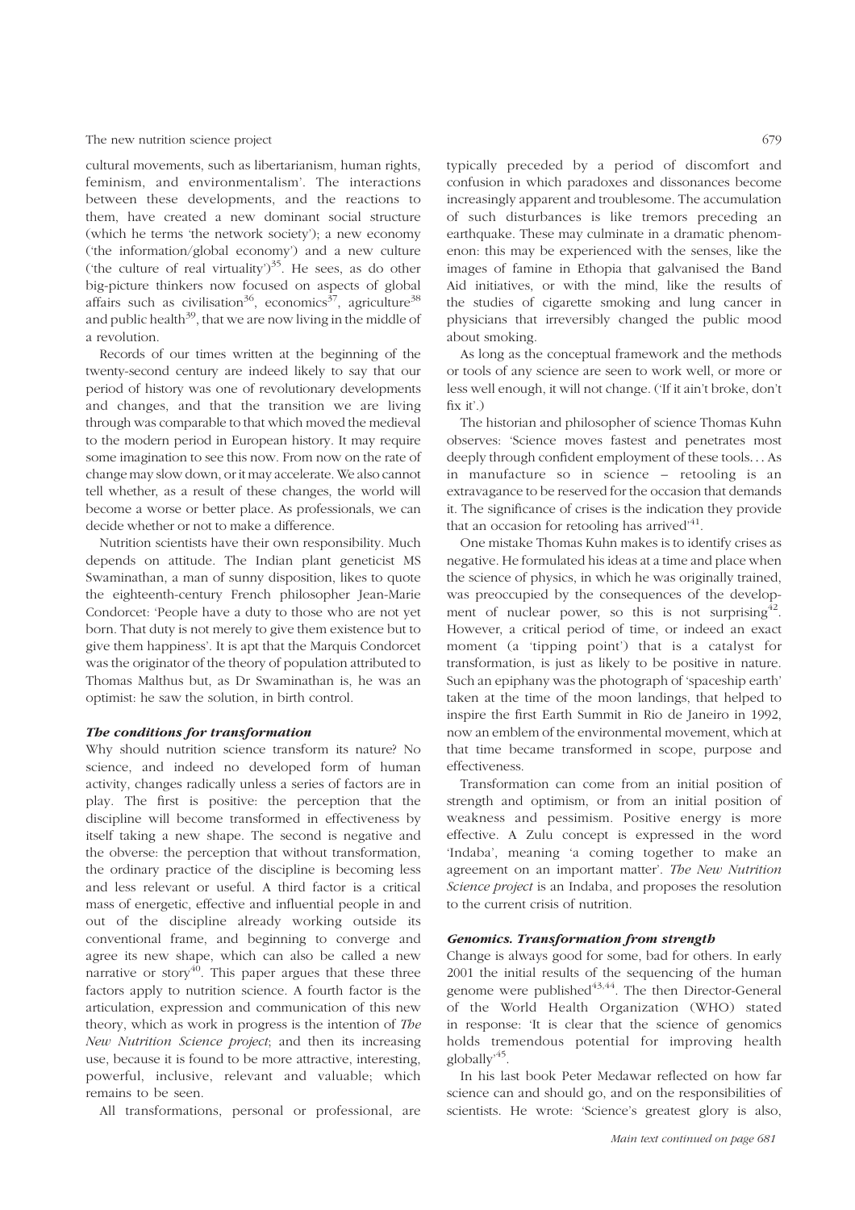cultural movements, such as libertarianism, human rights, feminism, and environmentalism'. The interactions between these developments, and the reactions to them, have created a new dominant social structure (which he terms 'the network society'); a new economy ('the information/global economy') and a new culture ('the culture of real virtuality')[35]. He sees, as do other big-picture thinkers now focused on aspects of global affairs such as civilisation[36], economics[37], agriculture[38] and public health[39], that we are now living in the middle of a revolution.

Records of our times written at the beginning of the twenty-second century are indeed likely to say that our period of history was one of revolutionary developments and changes, and that the transition we are living through was comparable to that which moved the medieval to the modern period in European history. It may require some imagination to see this now. From now on the rate of change may slow down, or it may accelerate. We also cannot tell whether, as a result of these changes, the world will become a worse or better place. As professionals, we can decide whether or not to make a difference.

Nutrition scientists have their own responsibility. Much depends on attitude. The Indian plant geneticist MS Swaminathan, a man of sunny disposition, likes to quote the eighteenth-century French philosopher Jean-Marie Condorcet: 'People have a duty to those who are not yet born. That duty is not merely to give them existence but to give them happiness'. It is apt that the Marquis Condorcet was the originator of the theory of population attributed to Thomas Malthus but, as Dr Swaminathan is, he was an optimist: he saw the solution, in birth control.

### *The conditions for transformation*

Why should nutrition science transform its nature? No science, and indeed no developed form of human activity, changes radically unless a series of factors are in play. The first is positive: the perception that the discipline will become transformed in effectiveness by itself taking a new shape. The second is negative and the obverse: the perception that without transformation, the ordinary practice of the discipline is becoming less and less relevant or useful. A third factor is a critical mass of energetic, effective and influential people in and out of the discipline already working outside its conventional frame, and beginning to converge and agree its new shape, which can also be called a new narrative or story[40]. This paper argues that these three factors apply to nutrition science. A fourth factor is the articulation, expression and communication of this new theory, which as work in progress is the intention of *The New Nutrition Science project*; and then its increasing use, because it is found to be more attractive, interesting, powerful, inclusive, relevant and valuable; which remains to be seen.

All transformations, personal or professional, are typically preceded by a period of discomfort and confusion in which paradoxes and dissonances become increasingly apparent and troublesome. The accumulation of such disturbances is like tremors preceding an earthquake. These may culminate in a dramatic phenomenon: this may be experienced with the senses, like the images of famine in Ethopia that galvanised the Band Aid initiatives, or with the mind, like the results of the studies of cigarette smoking and lung cancer in physicians that irreversibly changed the public mood about smoking.

As long as the conceptual framework and the methods or tools of any science are seen to work well, or more or less well enough, it will not change. ('If it ain't broke, don't fix it'.)

The historian and philosopher of science Thomas Kuhn observes: 'Science moves fastest and penetrates most deeply through confident employment of these tools... As in manufacture so in science – retooling is an extravagance to be reserved for the occasion that demands it. The significance of crises is the indication they provide that an occasion for retooling has arrived'[41].

One mistake Thomas Kuhn makes is to identify crises as negative. He formulated his ideas at a time and place when the science of physics, in which he was originally trained, was preoccupied by the consequences of the development of nuclear power, so this is not surprising[42]. However, a critical period of time, or indeed an exact moment (a 'tipping point') that is a catalyst for transformation, is just as likely to be positive in nature. Such an epiphany was the photograph of 'spaceship earth' taken at the time of the moon landings, that helped to inspire the first Earth Summit in Rio de Janeiro in 1992, now an emblem of the environmental movement, which at that time became transformed in scope, purpose and effectiveness.

Transformation can come from an initial position of strength and optimism, or from an initial position of weakness and pessimism. Positive energy is more effective. A Zulu concept is expressed in the word 'Indaba', meaning 'a coming together to make an agreement on an important matter'. *The New Nutrition Science project* is an Indaba, and proposes the resolution to the current crisis of nutrition.

### *Genomics. Transformation from strength*

Change is always good for some, bad for others. In early 2001 the initial results of the sequencing of the human genome were published[43,44]. The then Director-General of the World Health Organization (WHO) stated in response: 'It is clear that the science of genomics holds tremendous potential for improving health globally'[45].

In his last book Peter Medawar reflected on how far science can and should go, and on the responsibilities of scientists. He wrote: 'Science's greatest glory is also,

*Main text continued on page 681*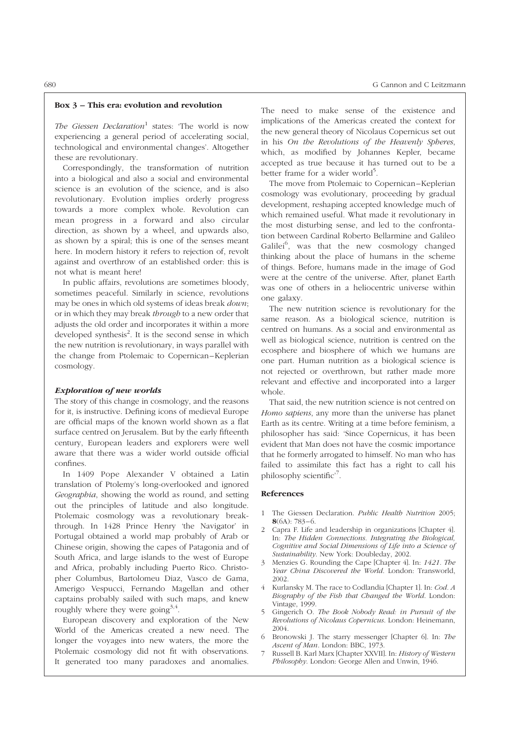### Box 3 – This era: evolution and revolution

*The Giessen Declaration*[1] states: 'The world is now experiencing a general period of accelerating social, technological and environmental changes'. Altogether these are revolutionary.

Correspondingly, the transformation of nutrition into a biological and also a social and environmental science is an evolution of the science, and is also revolutionary. Evolution implies orderly progress towards a more complex whole. Revolution can mean progress in a forward and also circular direction, as shown by a wheel, and upwards also, as shown by a spiral; this is one of the senses meant here. In modern history it refers to rejection of, revolt against and overthrow of an established order: this is not what is meant here!

In public affairs, revolutions are sometimes bloody, sometimes peaceful. Similarly in science, revolutions may be ones in which old systems of ideas break *down*; or in which they may break *through* to a new order that adjusts the old order and incorporates it within a more developed synthesis[2]. It is the second sense in which the new nutrition is revolutionary, in ways parallel with the change from Ptolemaic to Copernican–Keplerian cosmology.

#### *Exploration of new worlds*

The story of this change in cosmology, and the reasons for it, is instructive. Defining icons of medieval Europe are official maps of the known world shown as a flat surface centred on Jerusalem. But by the early fifteenth century, European leaders and explorers were well aware that there was a wider world outside official confines.

In 1409 Pope Alexander V obtained a Latin translation of Ptolemy's long-overlooked and ignored *Geographia*, showing the world as round, and setting out the principles of latitude and also longitude. Ptolemaic cosmology was a revolutionary breakthrough. In 1428 Prince Henry 'the Navigator' in Portugal obtained a world map probably of Arab or Chinese origin, showing the capes of Patagonia and of South Africa, and large islands to the west of Europe and Africa, probably including Puerto Rico. Christopher Columbus, Bartolomeu Diaz, Vasco de Gama, Amerigo Vespucci, Fernando Magellan and other captains probably sailed with such maps, and knew roughly where they were going[3,4].

European discovery and exploration of the New World of the Americas created a new need. The longer the voyages into new waters, the more the Ptolemaic cosmology did not fit with observations. It generated too many paradoxes and anomalies. The need to make sense of the existence and implications of the Americas created the context for the new general theory of Nicolaus Copernicus set out in his *On the Revolutions of the Heavenly Spheres*, which, as modified by Johannes Kepler, became accepted as true because it has turned out to be a better frame for a wider world[5].

The move from Ptolemaic to Copernican–Keplerian cosmology was evolutionary, proceeding by gradual development, reshaping accepted knowledge much of which remained useful. What made it revolutionary in the most disturbing sense, and led to the confrontation between Cardinal Roberto Bellarmine and Galileo Galilei[6], was that the new cosmology changed thinking about the place of humans in the scheme of things. Before, humans made in the image of God were at the centre of the universe. After, planet Earth was one of others in a heliocentric universe within one galaxy.

The new nutrition science is revolutionary for the same reason. As a biological science, nutrition is centred on humans. As a social and environmental as well as biological science, nutrition is centred on the ecosphere and biosphere of which we humans are one part. Human nutrition as a biological science is not rejected or overthrown, but rather made more relevant and effective and incorporated into a larger whole.

That said, the new nutrition science is not centred on *Homo sapiens*, any more than the universe has planet Earth as its centre. Writing at a time before feminism, a philosopher has said: 'Since Copernicus, it has been evident that Man does not have the cosmic importance that he formerly arrogated to himself. No man who has failed to assimilate this fact has a right to call his philosophy scientific'[7].

#### References

1. The Giessen Declaration. *Public Health Nutrition* 2005; **8**(6A): 783–6.
2. Capra F. Life and leadership in organizations [Chapter 4]. In: *The Hidden Connections. Integrating the Biological, Cognitive and Social Dimensions of Life into a Science of Sustainability*. New York: Doubleday, 2002.
3. Menzies G. Rounding the Cape [Chapter 4]. In: *1421. The Year China Discovered the World*. London: Transworld, 2002.
4. Kurlansky M. The race to Codlandia [Chapter 1]. In: *Cod. A Biography of the Fish that Changed the World*. London: Vintage, 1999.
5. Gingerich O. *The Book Nobody Read: in Pursuit of the Revolutions of Nicolaus Copernicus*. London: Heinemann, 2004.
6. Bronowski J. The starry messenger [Chapter 6]. In: *The Ascent of Man*. London: BBC, 1973.
7. Russell B. Karl Marx [Chapter XXVII]. In: *History of Western Philosophy*. London: George Allen and Unwin, 1946.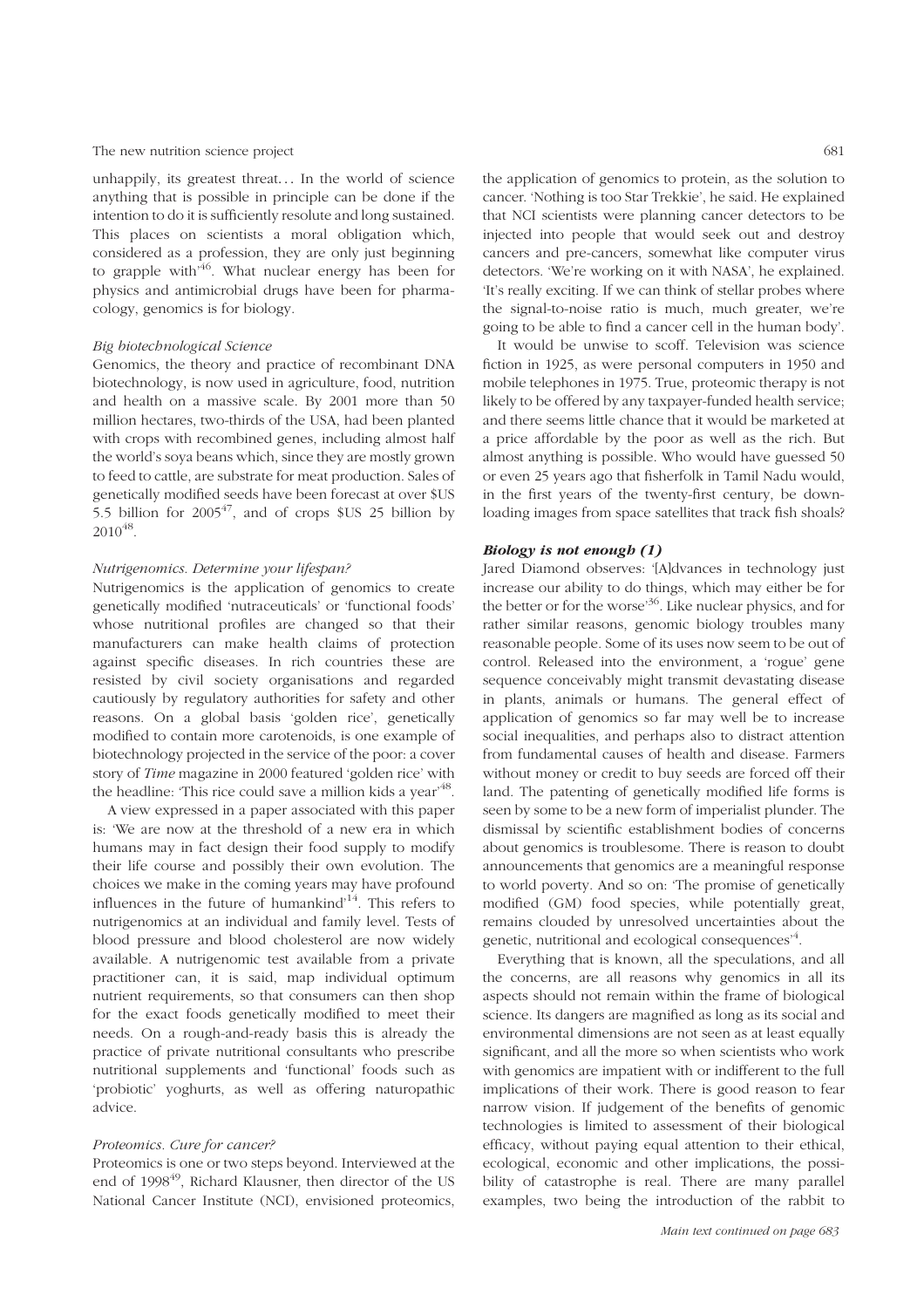unhappily, its greatest threat… In the world of science anything that is possible in principle can be done if the intention to do it is sufficiently resolute and long sustained. This places on scientists a moral obligation which, considered as a profession, they are only just beginning to grapple with'[46]. What nuclear energy has been for physics and antimicrobial drugs have been for pharmacology, genomics is for biology.

*Big biotechnological Science*

Genomics, the theory and practice of recombinant DNA biotechnology, is now used in agriculture, food, nutrition and health on a massive scale. By 2001 more than 50 million hectares, two-thirds of the USA, had been planted with crops with recombined genes, including almost half the world's soya beans which, since they are mostly grown to feed to cattle, are substrate for meat production. Sales of genetically modified seeds have been forecast at over $US 5.5 billion for 2005[47], and of crops $US 25 billion by 2010[48].

*Nutrigenomics. Determine your lifespan?*

Nutrigenomics is the application of genomics to create genetically modified 'nutraceuticals' or 'functional foods' whose nutritional profiles are changed so that their manufacturers can make health claims of protection against specific diseases. In rich countries these are resisted by civil society organisations and regarded cautiously by regulatory authorities for safety and other reasons. On a global basis 'golden rice', genetically modified to contain more carotenoids, is one example of biotechnology projected in the service of the poor: a cover story of *Time* magazine in 2000 featured 'golden rice' with the headline: 'This rice could save a million kids a year'[48].

A view expressed in a paper associated with this paper is: 'We are now at the threshold of a new era in which humans may in fact design their food supply to modify their life course and possibly their own evolution. The choices we make in the coming years may have profound influences in the future of humankind'[14]. This refers to nutrigenomics at an individual and family level. Tests of blood pressure and blood cholesterol are now widely available. A nutrigenomic test available from a private practitioner can, it is said, map individual optimum nutrient requirements, so that consumers can then shop for the exact foods genetically modified to meet their needs. On a rough-and-ready basis this is already the practice of private nutritional consultants who prescribe nutritional supplements and 'functional' foods such as 'probiotic' yoghurts, as well as offering naturopathic advice.

*Proteomics. Cure for cancer?*

Proteomics is one or two steps beyond. Interviewed at the end of 1998[49], Richard Klausner, then director of the US National Cancer Institute (NCI), envisioned proteomics, the application of genomics to protein, as the solution to cancer. 'Nothing is too Star Trekkie', he said. He explained that NCI scientists were planning cancer detectors to be injected into people that would seek out and destroy cancers and pre-cancers, somewhat like computer virus detectors. 'We're working on it with NASA', he explained. 'It's really exciting. If we can think of stellar probes where the signal-to-noise ratio is much, much greater, we're going to be able to find a cancer cell in the human body'.

It would be unwise to scoff. Television was science fiction in 1925, as were personal computers in 1950 and mobile telephones in 1975. True, proteomic therapy is not likely to be offered by any taxpayer-funded health service; and there seems little chance that it would be marketed at a price affordable by the poor as well as the rich. But almost anything is possible. Who would have guessed 50 or even 25 years ago that fisherfolk in Tamil Nadu would, in the first years of the twenty-first century, be downloading images from space satellites that track fish shoals?

***Biology is not enough (1)***

Jared Diamond observes: '[A]dvances in technology just increase our ability to do things, which may either be for the better or for the worse'[36]. Like nuclear physics, and for rather similar reasons, genomic biology troubles many reasonable people. Some of its uses now seem to be out of control. Released into the environment, a 'rogue' gene sequence conceivably might transmit devastating disease in plants, animals or humans. The general effect of application of genomics so far may well be to increase social inequalities, and perhaps also to distract attention from fundamental causes of health and disease. Farmers without money or credit to buy seeds are forced off their land. The patenting of genetically modified life forms is seen by some to be a new form of imperialist plunder. The dismissal by scientific establishment bodies of concerns about genomics is troublesome. There is reason to doubt announcements that genomics are a meaningful response to world poverty. And so on: 'The promise of genetically modified (GM) food species, while potentially great, remains clouded by unresolved uncertainties about the genetic, nutritional and ecological consequences'[4].

Everything that is known, all the speculations, and all the concerns, are all reasons why genomics in all its aspects should not remain within the frame of biological science. Its dangers are magnified as long as its social and environmental dimensions are not seen as at least equally significant, and all the more so when scientists who work with genomics are impatient with or indifferent to the full implications of their work. There is good reason to fear narrow vision. If judgement of the benefits of genomic technologies is limited to assessment of their biological efficacy, without paying equal attention to their ethical, ecological, economic and other implications, the possibility of catastrophe is real. There are many parallel examples, two being the introduction of the rabbit to

*Main text continued on page 683*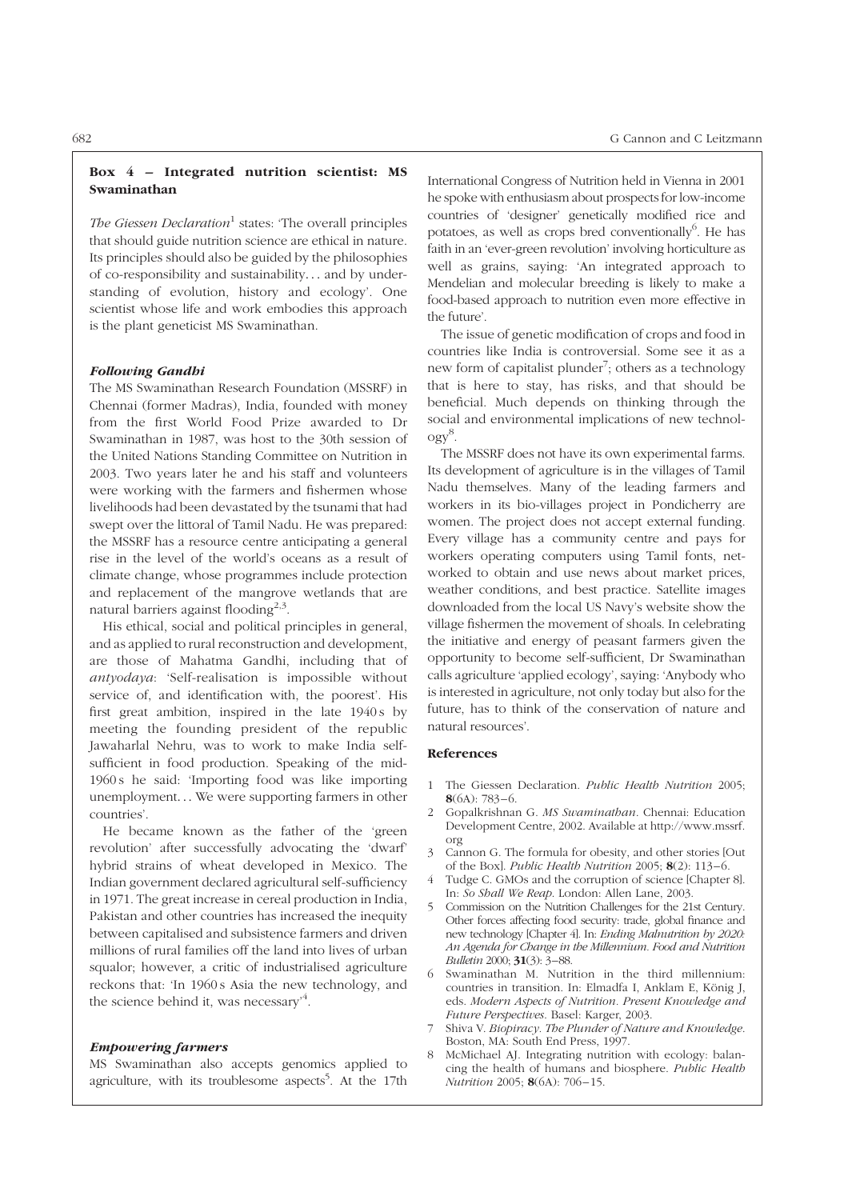## Box 4 – Integrated nutrition scientist: MS Swaminathan

*The Giessen Declaration*[1] states: 'The overall principles that should guide nutrition science are ethical in nature. Its principles should also be guided by the philosophies of co-responsibility and sustainability… and by understanding of evolution, history and ecology'. One scientist whose life and work embodies this approach is the plant geneticist MS Swaminathan.

### *Following Gandhi*

The MS Swaminathan Research Foundation (MSSRF) in Chennai (former Madras), India, founded with money from the first World Food Prize awarded to Dr Swaminathan in 1987, was host to the 30th session of the United Nations Standing Committee on Nutrition in 2003. Two years later he and his staff and volunteers were working with the farmers and fishermen whose livelihoods had been devastated by the tsunami that had swept over the littoral of Tamil Nadu. He was prepared: the MSSRF has a resource centre anticipating a general rise in the level of the world's oceans as a result of climate change, whose programmes include protection and replacement of the mangrove wetlands that are natural barriers against flooding[2,3].

His ethical, social and political principles in general, and as applied to rural reconstruction and development, are those of Mahatma Gandhi, including that of *antyodaya*: 'Self-realisation is impossible without service of, and identification with, the poorest'. His first great ambition, inspired in the late 1940 s by meeting the founding president of the republic Jawaharlal Nehru, was to work to make India self-sufficient in food production. Speaking of the mid-1960 s he said: 'Importing food was like importing unemployment… We were supporting farmers in other countries'.

He became known as the father of the 'green revolution' after successfully advocating the 'dwarf' hybrid strains of wheat developed in Mexico. The Indian government declared agricultural self-sufficiency in 1971. The great increase in cereal production in India, Pakistan and other countries has increased the inequity between capitalised and subsistence farmers and driven millions of rural families off the land into lives of urban squalor; however, a critic of industrialised agriculture reckons that: 'In 1960 s Asia the new technology, and the science behind it, was necessary'[4].

### *Empowering farmers*

MS Swaminathan also accepts genomics applied to agriculture, with its troublesome aspects[5]. At the 17th International Congress of Nutrition held in Vienna in 2001 he spoke with enthusiasm about prospects for low-income countries of 'designer' genetically modified rice and potatoes, as well as crops bred conventionally[6]. He has faith in an 'ever-green revolution' involving horticulture as well as grains, saying: 'An integrated approach to Mendelian and molecular breeding is likely to make a food-based approach to nutrition even more effective in the future'.

The issue of genetic modification of crops and food in countries like India is controversial. Some see it as a new form of capitalist plunder[7]; others as a technology that is here to stay, has risks, and that should be beneficial. Much depends on thinking through the social and environmental implications of new technology[8].

The MSSRF does not have its own experimental farms. Its development of agriculture is in the villages of Tamil Nadu themselves. Many of the leading farmers and workers in its bio-villages project in Pondicherry are women. The project does not accept external funding. Every village has a community centre and pays for workers operating computers using Tamil fonts, networked to obtain and use news about market prices, weather conditions, and best practice. Satellite images downloaded from the local US Navy's website show the village fishermen the movement of shoals. In celebrating the initiative and energy of peasant farmers given the opportunity to become self-sufficient, Dr Swaminathan calls agriculture 'applied ecology', saying: 'Anybody who is interested in agriculture, not only today but also for the future, has to think of the conservation of nature and natural resources'.

### References

1. The Giessen Declaration. *Public Health Nutrition* 2005; **8**(6A): 783–6.
2. Gopalkrishnan G. *MS Swaminathan*. Chennai: Education Development Centre, 2002. Available at http://www.mssrf.org
3. Cannon G. The formula for obesity, and other stories [Out of the Box]. *Public Health Nutrition* 2005; **8**(2): 113–6.
4. Tudge C. GMOs and the corruption of science [Chapter 8]. In: *So Shall We Reap*. London: Allen Lane, 2003.
5. Commission on the Nutrition Challenges for the 21st Century. Other forces affecting food security: trade, global finance and new technology [Chapter 4]. In: *Ending Malnutrition by 2020: An Agenda for Change in the Millennium. Food and Nutrition Bulletin* 2000; **31**(3): 3–88.
6. Swaminathan M. Nutrition in the third millennium: countries in transition. In: Elmadfa I, Anklam E, König J, eds. *Modern Aspects of Nutrition. Present Knowledge and Future Perspectives*. Basel: Karger, 2003.
7. Shiva V. *Biopiracy. The Plunder of Nature and Knowledge*. Boston, MA: South End Press, 1997.
8. McMichael AJ. Integrating nutrition with ecology: balancing the health of humans and biosphere. *Public Health Nutrition* 2005; **8**(6A): 706–15.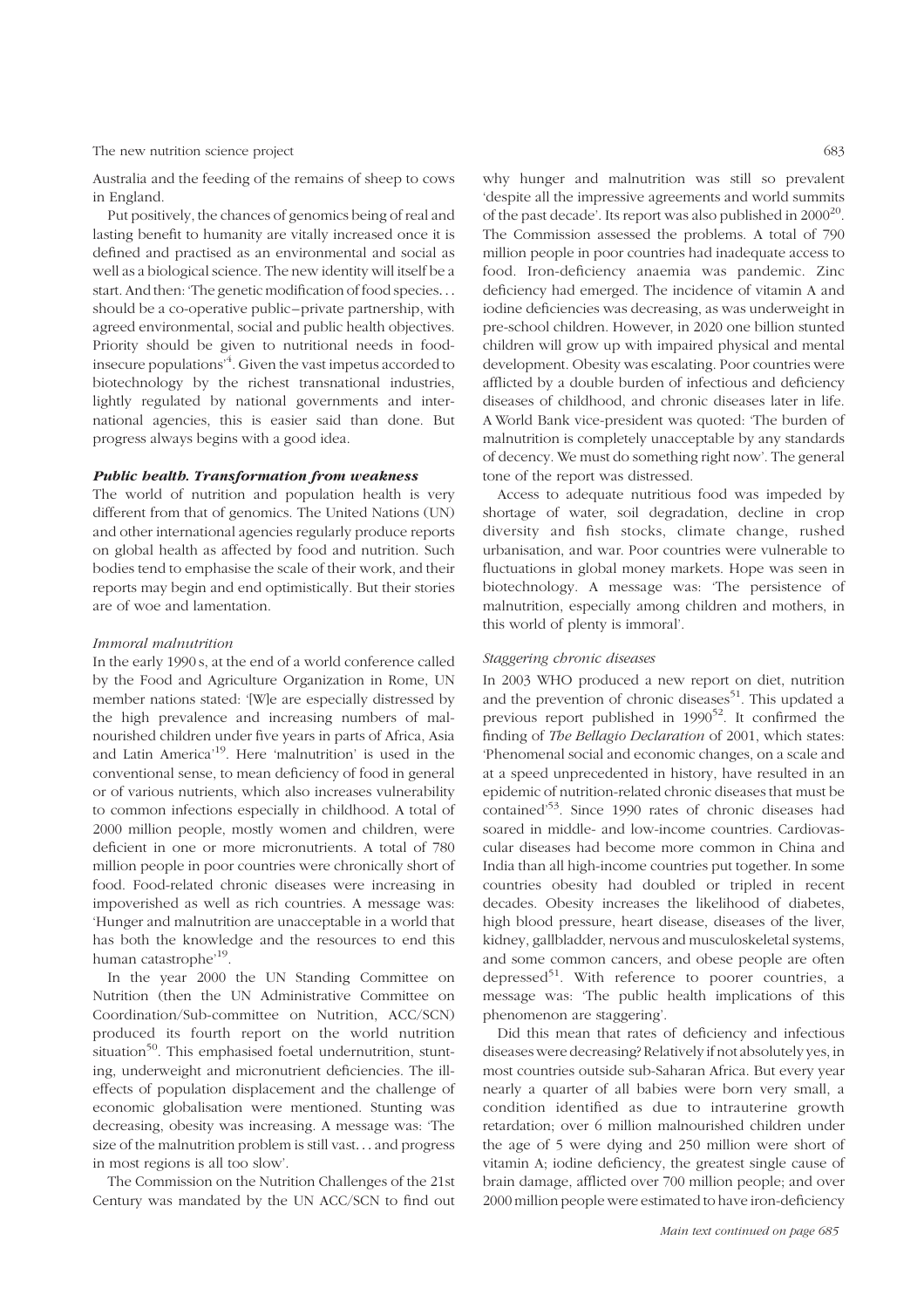Australia and the feeding of the remains of sheep to cows in England.

Put positively, the chances of genomics being of real and lasting benefit to humanity are vitally increased once it is defined and practised as an environmental and social as well as a biological science. The new identity will itself be a start. And then: 'The genetic modification of food species... should be a co-operative public–private partnership, with agreed environmental, social and public health objectives. Priority should be given to nutritional needs in food-insecure populations'[4]. Given the vast impetus accorded to biotechnology by the richest transnational industries, lightly regulated by national governments and international agencies, this is easier said than done. But progress always begins with a good idea.

### *Public health. Transformation from weakness*

The world of nutrition and population health is very different from that of genomics. The United Nations (UN) and other international agencies regularly produce reports on global health as affected by food and nutrition. Such bodies tend to emphasise the scale of their work, and their reports may begin and end optimistically. But their stories are of woe and lamentation.

#### *Immoral malnutrition*

In the early 1990 s, at the end of a world conference called by the Food and Agriculture Organization in Rome, UN member nations stated: '[W]e are especially distressed by the high prevalence and increasing numbers of malnourished children under five years in parts of Africa, Asia and Latin America'[19]. Here 'malnutrition' is used in the conventional sense, to mean deficiency of food in general or of various nutrients, which also increases vulnerability to common infections especially in childhood. A total of 2000 million people, mostly women and children, were deficient in one or more micronutrients. A total of 780 million people in poor countries were chronically short of food. Food-related chronic diseases were increasing in impoverished as well as rich countries. A message was: 'Hunger and malnutrition are unacceptable in a world that has both the knowledge and the resources to end this human catastrophe'[19].

In the year 2000 the UN Standing Committee on Nutrition (then the UN Administrative Committee on Coordination/Sub-committee on Nutrition, ACC/SCN) produced its fourth report on the world nutrition situation[50]. This emphasised foetal undernutrition, stunting, underweight and micronutrient deficiencies. The ill-effects of population displacement and the challenge of economic globalisation were mentioned. Stunting was decreasing, obesity was increasing. A message was: 'The size of the malnutrition problem is still vast... and progress in most regions is all too slow'.

The Commission on the Nutrition Challenges of the 21st Century was mandated by the UN ACC/SCN to find out why hunger and malnutrition was still so prevalent 'despite all the impressive agreements and world summits of the past decade'. Its report was also published in 2000[20]. The Commission assessed the problems. A total of 790 million people in poor countries had inadequate access to food. Iron-deficiency anaemia was pandemic. Zinc deficiency had emerged. The incidence of vitamin A and iodine deficiencies was decreasing, as was underweight in pre-school children. However, in 2020 one billion stunted children will grow up with impaired physical and mental development. Obesity was escalating. Poor countries were afflicted by a double burden of infectious and deficiency diseases of childhood, and chronic diseases later in life. A World Bank vice-president was quoted: 'The burden of malnutrition is completely unacceptable by any standards of decency. We must do something right now'. The general tone of the report was distressed.

Access to adequate nutritious food was impeded by shortage of water, soil degradation, decline in crop diversity and fish stocks, climate change, rushed urbanisation, and war. Poor countries were vulnerable to fluctuations in global money markets. Hope was seen in biotechnology. A message was: 'The persistence of malnutrition, especially among children and mothers, in this world of plenty is immoral'.

#### *Staggering chronic diseases*

In 2003 WHO produced a new report on diet, nutrition and the prevention of chronic diseases[51]. This updated a previous report published in 1990[52]. It confirmed the finding of *The Bellagio Declaration* of 2001, which states: 'Phenomenal social and economic changes, on a scale and at a speed unprecedented in history, have resulted in an epidemic of nutrition-related chronic diseases that must be contained'[53]. Since 1990 rates of chronic diseases had soared in middle- and low-income countries. Cardiovascular diseases had become more common in China and India than all high-income countries put together. In some countries obesity had doubled or tripled in recent decades. Obesity increases the likelihood of diabetes, high blood pressure, heart disease, diseases of the liver, kidney, gallbladder, nervous and musculoskeletal systems, and some common cancers, and obese people are often depressed[51]. With reference to poorer countries, a message was: 'The public health implications of this phenomenon are staggering'.

Did this mean that rates of deficiency and infectious diseases were decreasing? Relatively if not absolutely yes, in most countries outside sub-Saharan Africa. But every year nearly a quarter of all babies were born very small, a condition identified as due to intrauterine growth retardation; over 6 million malnourished children under the age of 5 were dying and 250 million were short of vitamin A; iodine deficiency, the greatest single cause of brain damage, afflicted over 700 million people; and over 2000 million people were estimated to have iron-deficiency

*Main text continued on page 685*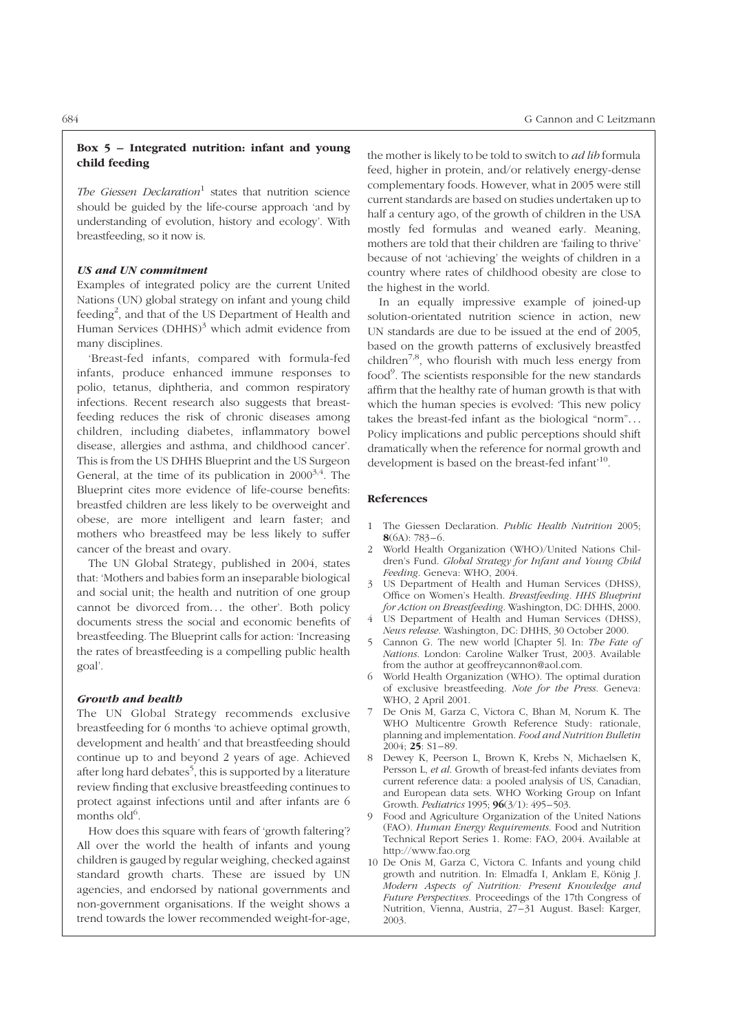## Box 5 – Integrated nutrition: infant and young child feeding

*The Giessen Declaration*[1] states that nutrition science should be guided by the life-course approach 'and by understanding of evolution, history and ecology'. With breastfeeding, so it now is.

### *US and UN commitment*

Examples of integrated policy are the current United Nations (UN) global strategy on infant and young child feeding[2], and that of the US Department of Health and Human Services (DHHS)[3] which admit evidence from many disciplines.

'Breast-fed infants, compared with formula-fed infants, produce enhanced immune responses to polio, tetanus, diphtheria, and common respiratory infections. Recent research also suggests that breastfeeding reduces the risk of chronic diseases among children, including diabetes, inflammatory bowel disease, allergies and asthma, and childhood cancer'. This is from the US DHHS Blueprint and the US Surgeon General, at the time of its publication in 2000[3,4]. The Blueprint cites more evidence of life-course benefits: breastfed children are less likely to be overweight and obese, are more intelligent and learn faster; and mothers who breastfeed may be less likely to suffer cancer of the breast and ovary.

The UN Global Strategy, published in 2004, states that: 'Mothers and babies form an inseparable biological and social unit; the health and nutrition of one group cannot be divorced from... the other'. Both policy documents stress the social and economic benefits of breastfeeding. The Blueprint calls for action: 'Increasing the rates of breastfeeding is a compelling public health goal'.

### *Growth and health*

The UN Global Strategy recommends exclusive breastfeeding for 6 months 'to achieve optimal growth, development and health' and that breastfeeding should continue up to and beyond 2 years of age. Achieved after long hard debates[5], this is supported by a literature review finding that exclusive breastfeeding continues to protect against infections until and after infants are 6 months old[6].

How does this square with fears of 'growth faltering'? All over the world the health of infants and young children is gauged by regular weighing, checked against standard growth charts. These are issued by UN agencies, and endorsed by national governments and non-government organisations. If the weight shows a trend towards the lower recommended weight-for-age, the mother is likely to be told to switch to *ad lib* formula feed, higher in protein, and/or relatively energy-dense complementary foods. However, what in 2005 were still current standards are based on studies undertaken up to half a century ago, of the growth of children in the USA mostly fed formulas and weaned early. Meaning, mothers are told that their children are 'failing to thrive' because of not 'achieving' the weights of children in a country where rates of childhood obesity are close to the highest in the world.

In an equally impressive example of joined-up solution-orientated nutrition science in action, new UN standards are due to be issued at the end of 2005, based on the growth patterns of exclusively breastfed children[7,8], who flourish with much less energy from food[9]. The scientists responsible for the new standards affirm that the healthy rate of human growth is that with which the human species is evolved: 'This new policy takes the breast-fed infant as the biological "norm"... Policy implications and public perceptions should shift dramatically when the reference for normal growth and development is based on the breast-fed infant'[10].

### References

1. The Giessen Declaration. *Public Health Nutrition* 2005; **8**(6A): 783–6.
2. World Health Organization (WHO)/United Nations Children's Fund. *Global Strategy for Infant and Young Child Feeding*. Geneva: WHO, 2004.
3. US Department of Health and Human Services (DHSS), Office on Women's Health. *Breastfeeding. HHS Blueprint for Action on Breastfeeding*. Washington, DC: DHHS, 2000.
4. US Department of Health and Human Services (DHSS), *News release*. Washington, DC: DHHS, 30 October 2000.
5. Cannon G. The new world [Chapter 5]. In: *The Fate of Nations*. London: Caroline Walker Trust, 2003. Available from the author at geoffreycannon@aol.com.
6. World Health Organization (WHO). The optimal duration of exclusive breastfeeding. *Note for the Press*. Geneva: WHO, 2 April 2001.
7. De Onis M, Garza C, Victora C, Bhan M, Norum K. The WHO Multicentre Growth Reference Study: rationale, planning and implementation. *Food and Nutrition Bulletin* 2004; **25**: S1–89.
8. Dewey K, Peerson L, Brown K, Krebs N, Michaelsen K, Persson L, *et al*. Growth of breast-fed infants deviates from current reference data: a pooled analysis of US, Canadian, and European data sets. WHO Working Group on Infant Growth. *Pediatrics* 1995; **96**(3/1): 495–503.
9. Food and Agriculture Organization of the United Nations (FAO). *Human Energy Requirements*. Food and Nutrition Technical Report Series 1. Rome: FAO, 2004. Available at http://www.fao.org
10. De Onis M, Garza C, Victora C. Infants and young child growth and nutrition. In: Elmadfa I, Anklam E, König J. *Modern Aspects of Nutrition: Present Knowledge and Future Perspectives*. Proceedings of the 17th Congress of Nutrition, Vienna, Austria, 27–31 August. Basel: Karger, 2003.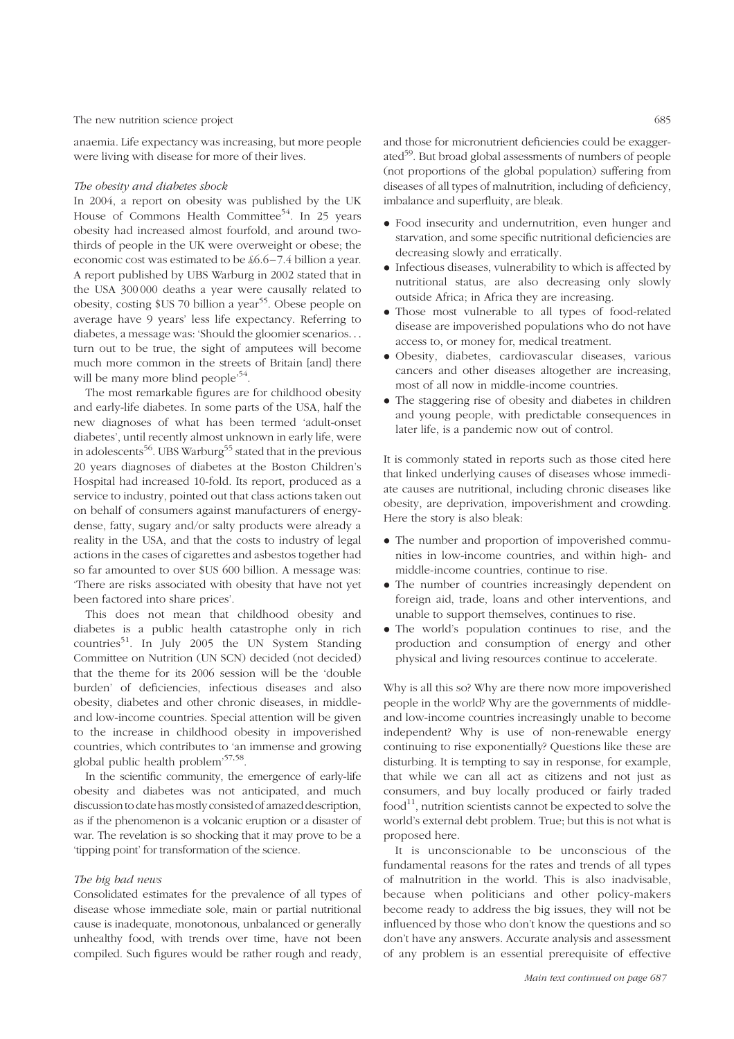anaemia. Life expectancy was increasing, but more people were living with disease for more of their lives.

*The obesity and diabetes shock*

In 2004, a report on obesity was published by the UK House of Commons Health Committee[54]. In 25 years obesity had increased almost fourfold, and around two-thirds of people in the UK were overweight or obese; the economic cost was estimated to be £6.6–7.4 billion a year. A report published by UBS Warburg in 2002 stated that in the USA 300 000 deaths a year were causally related to obesity, costing $US 70 billion a year[55]. Obese people on average have 9 years' less life expectancy. Referring to diabetes, a message was: 'Should the gloomier scenarios... turn out to be true, the sight of amputees will become much more common in the streets of Britain [and] there will be many more blind people'[54].

The most remarkable figures are for childhood obesity and early-life diabetes. In some parts of the USA, half the new diagnoses of what has been termed 'adult-onset diabetes', until recently almost unknown in early life, were in adolescents[56]. UBS Warburg[55] stated that in the previous 20 years diagnoses of diabetes at the Boston Children's Hospital had increased 10-fold. Its report, produced as a service to industry, pointed out that class actions taken out on behalf of consumers against manufacturers of energy-dense, fatty, sugary and/or salty products were already a reality in the USA, and that the costs to industry of legal actions in the cases of cigarettes and asbestos together had so far amounted to over $US 600 billion. A message was: 'There are risks associated with obesity that have not yet been factored into share prices'.

This does not mean that childhood obesity and diabetes is a public health catastrophe only in rich countries[51]. In July 2005 the UN System Standing Committee on Nutrition (UN SCN) decided (not decided) that the theme for its 2006 session will be the 'double burden' of deficiencies, infectious diseases and also obesity, diabetes and other chronic diseases, in middle- and low-income countries. Special attention will be given to the increase in childhood obesity in impoverished countries, which contributes to 'an immense and growing global public health problem'[57,58].

In the scientific community, the emergence of early-life obesity and diabetes was not anticipated, and much discussion to date has mostly consisted of amazed description, as if the phenomenon is a volcanic eruption or a disaster of war. The revelation is so shocking that it may prove to be a 'tipping point' for transformation of the science.

*The big bad news*

Consolidated estimates for the prevalence of all types of disease whose immediate sole, main or partial nutritional cause is inadequate, monotonous, unbalanced or generally unhealthy food, with trends over time, have not been compiled. Such figures would be rather rough and ready, and those for micronutrient deficiencies could be exaggerated[59]. But broad global assessments of numbers of people (not proportions of the global population) suffering from diseases of all types of malnutrition, including of deficiency, imbalance and superfluity, are bleak.

- Food insecurity and undernutrition, even hunger and starvation, and some specific nutritional deficiencies are decreasing slowly and erratically.
- Infectious diseases, vulnerability to which is affected by nutritional status, are also decreasing only slowly outside Africa; in Africa they are increasing.
- Those most vulnerable to all types of food-related disease are impoverished populations who do not have access to, or money for, medical treatment.
- Obesity, diabetes, cardiovascular diseases, various cancers and other diseases altogether are increasing, most of all now in middle-income countries.
- The staggering rise of obesity and diabetes in children and young people, with predictable consequences in later life, is a pandemic now out of control.

It is commonly stated in reports such as those cited here that linked underlying causes of diseases whose immediate causes are nutritional, including chronic diseases like obesity, are deprivation, impoverishment and crowding. Here the story is also bleak:

- The number and proportion of impoverished communities in low-income countries, and within high- and middle-income countries, continue to rise.
- The number of countries increasingly dependent on foreign aid, trade, loans and other interventions, and unable to support themselves, continues to rise.
- The world's population continues to rise, and the production and consumption of energy and other physical and living resources continue to accelerate.

Why is all this so? Why are there now more impoverished people in the world? Why are the governments of middle- and low-income countries increasingly unable to become independent? Why is use of non-renewable energy continuing to rise exponentially? Questions like these are disturbing. It is tempting to say in response, for example, that while we can all act as citizens and not just as consumers, and buy locally produced or fairly traded food[11], nutrition scientists cannot be expected to solve the world's external debt problem. True; but this is not what is proposed here.

It is unconscionable to be unconscious of the fundamental reasons for the rates and trends of all types of malnutrition in the world. This is also inadvisable, because when politicians and other policy-makers become ready to address the big issues, they will not be influenced by those who don't know the questions and so don't have any answers. Accurate analysis and assessment of any problem is an essential prerequisite of effective

*Main text continued on page 687*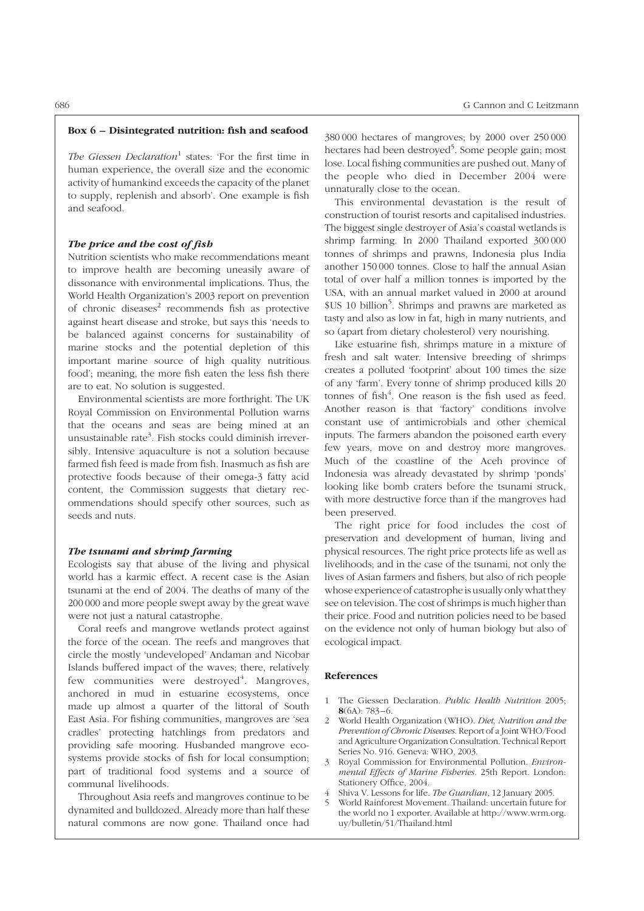### Box 6 – Disintegrated nutrition: fish and seafood

*The Giessen Declaration*[1] states: 'For the first time in human experience, the overall size and the economic activity of humankind exceeds the capacity of the planet to supply, replenish and absorb'. One example is fish and seafood.

#### *The price and the cost of fish*

Nutrition scientists who make recommendations meant to improve health are becoming uneasily aware of dissonance with environmental implications. Thus, the World Health Organization's 2003 report on prevention of chronic diseases[2] recommends fish as protective against heart disease and stroke, but says this 'needs to be balanced against concerns for sustainability of marine stocks and the potential depletion of this important marine source of high quality nutritious food'; meaning, the more fish eaten the less fish there are to eat. No solution is suggested.

Environmental scientists are more forthright. The UK Royal Commission on Environmental Pollution warns that the oceans and seas are being mined at an unsustainable rate[3]. Fish stocks could diminish irreversibly. Intensive aquaculture is not a solution because farmed fish feed is made from fish. Inasmuch as fish are protective foods because of their omega-3 fatty acid content, the Commission suggests that dietary recommendations should specify other sources, such as seeds and nuts.

#### *The tsunami and shrimp farming*

Ecologists say that abuse of the living and physical world has a karmic effect. A recent case is the Asian tsunami at the end of 2004. The deaths of many of the 200 000 and more people swept away by the great wave were not just a natural catastrophe.

Coral reefs and mangrove wetlands protect against the force of the ocean. The reefs and mangroves that circle the mostly 'undeveloped' Andaman and Nicobar Islands buffered impact of the waves; there, relatively few communities were destroyed[4]. Mangroves, anchored in mud in estuarine ecosystems, once made up almost a quarter of the littoral of South East Asia. For fishing communities, mangroves are 'sea cradles' protecting hatchlings from predators and providing safe mooring. Husbanded mangrove ecosystems provide stocks of fish for local consumption; part of traditional food systems and a source of communal livelihoods.

Throughout Asia reefs and mangroves continue to be dynamited and bulldozed. Already more than half these natural commons are now gone. Thailand once had 380 000 hectares of mangroves; by 2000 over 250 000 hectares had been destroyed[5]. Some people gain; most lose. Local fishing communities are pushed out. Many of the people who died in December 2004 were unnaturally close to the ocean.

This environmental devastation is the result of construction of tourist resorts and capitalised industries. The biggest single destroyer of Asia's coastal wetlands is shrimp farming. In 2000 Thailand exported 300 000 tonnes of shrimps and prawns, Indonesia plus India another 150 000 tonnes. Close to half the annual Asian total of over half a million tonnes is imported by the USA, with an annual market valued in 2000 at around $US 10 billion[5]. Shrimps and prawns are marketed as tasty and also as low in fat, high in many nutrients, and so (apart from dietary cholesterol) very nourishing.

Like estuarine fish, shrimps mature in a mixture of fresh and salt water. Intensive breeding of shrimps creates a polluted 'footprint' about 100 times the size of any 'farm'. Every tonne of shrimp produced kills 20 tonnes of fish[4]. One reason is the fish used as feed. Another reason is that 'factory' conditions involve constant use of antimicrobials and other chemical inputs. The farmers abandon the poisoned earth every few years, move on and destroy more mangroves. Much of the coastline of the Aceh province of Indonesia was already devastated by shrimp 'ponds' looking like bomb craters before the tsunami struck, with more destructive force than if the mangroves had been preserved.

The right price for food includes the cost of preservation and development of human, living and physical resources. The right price protects life as well as livelihoods; and in the case of the tsunami, not only the lives of Asian farmers and fishers, but also of rich people whose experience of catastrophe is usually only what they see on television. The cost of shrimps is much higher than their price. Food and nutrition policies need to be based on the evidence not only of human biology but also of ecological impact.

#### References

1. The Giessen Declaration. *Public Health Nutrition* 2005; **8**(6A): 783–6.
2. World Health Organization (WHO). *Diet, Nutrition and the Prevention of Chronic Diseases*. Report of a Joint WHO/Food and Agriculture Organization Consultation. Technical Report Series No. 916. Geneva: WHO, 2003.
3. Royal Commission for Environmental Pollution. *Environmental Effects of Marine Fisheries*. 25th Report. London: Stationery Office, 2004.
4. Shiva V. Lessons for life. *The Guardian*, 12 January 2005.
5. World Rainforest Movement. Thailand: uncertain future for the world no 1 exporter. Available at http://www.wrm.org.uy/bulletin/51/Thailand.html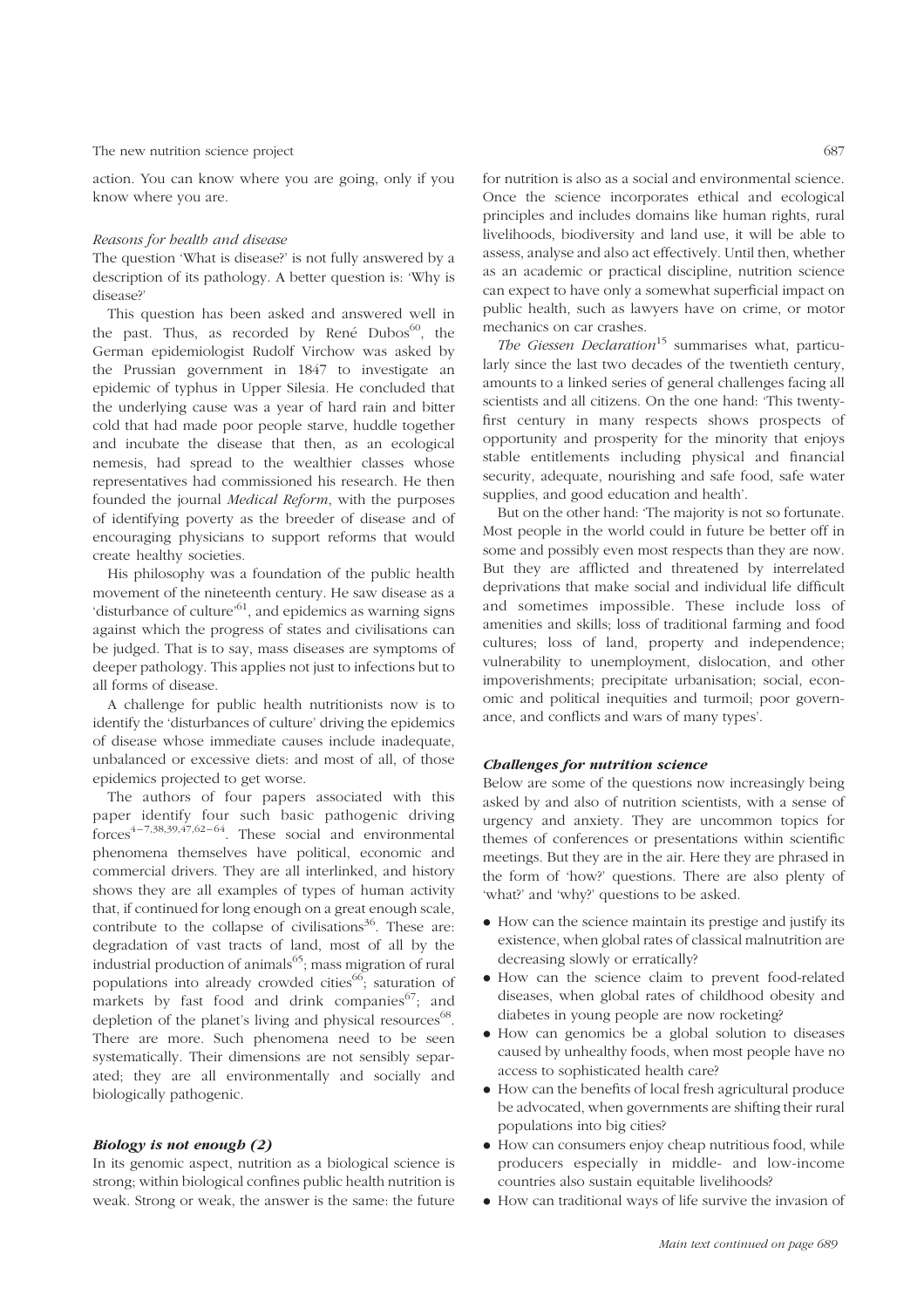action. You can know where you are going, only if you know where you are.

*Reasons for health and disease*

The question 'What is disease?' is not fully answered by a description of its pathology. A better question is: 'Why is disease?'

This question has been asked and answered well in the past. Thus, as recorded by René Dubos[60], the German epidemiologist Rudolf Virchow was asked by the Prussian government in 1847 to investigate an epidemic of typhus in Upper Silesia. He concluded that the underlying cause was a year of hard rain and bitter cold that had made poor people starve, huddle together and incubate the disease that then, as an ecological nemesis, had spread to the wealthier classes whose representatives had commissioned his research. He then founded the journal *Medical Reform*, with the purposes of identifying poverty as the breeder of disease and of encouraging physicians to support reforms that would create healthy societies.

His philosophy was a foundation of the public health movement of the nineteenth century. He saw disease as a 'disturbance of culture'[61], and epidemics as warning signs against which the progress of states and civilisations can be judged. That is to say, mass diseases are symptoms of deeper pathology. This applies not just to infections but to all forms of disease.

A challenge for public health nutritionists now is to identify the 'disturbances of culture' driving the epidemics of disease whose immediate causes include inadequate, unbalanced or excessive diets: and most of all, of those epidemics projected to get worse.

The authors of four papers associated with this paper identify four such basic pathogenic driving forces[4–7,38,39,47,62–64]. These social and environmental phenomena themselves have political, economic and commercial drivers. They are all interlinked, and history shows they are all examples of types of human activity that, if continued for long enough on a great enough scale, contribute to the collapse of civilisations[36]. These are: degradation of vast tracts of land, most of all by the industrial production of animals[65]; mass migration of rural populations into already crowded cities[66]; saturation of markets by fast food and drink companies[67]; and depletion of the planet's living and physical resources[68]. There are more. Such phenomena need to be seen systematically. Their dimensions are not sensibly separated; they are all environmentally and socially and biologically pathogenic.

### *Biology is not enough (2)*

In its genomic aspect, nutrition as a biological science is strong; within biological confines public health nutrition is weak. Strong or weak, the answer is the same: the future for nutrition is also as a social and environmental science. Once the science incorporates ethical and ecological principles and includes domains like human rights, rural livelihoods, biodiversity and land use, it will be able to assess, analyse and also act effectively. Until then, whether as an academic or practical discipline, nutrition science can expect to have only a somewhat superficial impact on public health, such as lawyers have on crime, or motor mechanics on car crashes.

*The Giessen Declaration*[15] summarises what, particularly since the last two decades of the twentieth century, amounts to a linked series of general challenges facing all scientists and all citizens. On the one hand: 'This twenty-first century in many respects shows prospects of opportunity and prosperity for the minority that enjoys stable entitlements including physical and financial security, adequate, nourishing and safe food, safe water supplies, and good education and health'.

But on the other hand: 'The majority is not so fortunate. Most people in the world could in future be better off in some and possibly even most respects than they are now. But they are afflicted and threatened by interrelated deprivations that make social and individual life difficult and sometimes impossible. These include loss of amenities and skills; loss of traditional farming and food cultures; loss of land, property and independence; vulnerability to unemployment, dislocation, and other impoverishments; precipitate urbanisation; social, economic and political inequities and turmoil; poor governance, and conflicts and wars of many types'.

### *Challenges for nutrition science*

Below are some of the questions now increasingly being asked by and also of nutrition scientists, with a sense of urgency and anxiety. They are uncommon topics for themes of conferences or presentations within scientific meetings. But they are in the air. Here they are phrased in the form of 'how?' questions. There are also plenty of 'what?' and 'why?' questions to be asked.

- How can the science maintain its prestige and justify its existence, when global rates of classical malnutrition are decreasing slowly or erratically?
- How can the science claim to prevent food-related diseases, when global rates of childhood obesity and diabetes in young people are now rocketing?
- How can genomics be a global solution to diseases caused by unhealthy foods, when most people have no access to sophisticated health care?
- How can the benefits of local fresh agricultural produce be advocated, when governments are shifting their rural populations into big cities?
- How can consumers enjoy cheap nutritious food, while producers especially in middle- and low-income countries also sustain equitable livelihoods?
- How can traditional ways of life survive the invasion of

*Main text continued on page 689*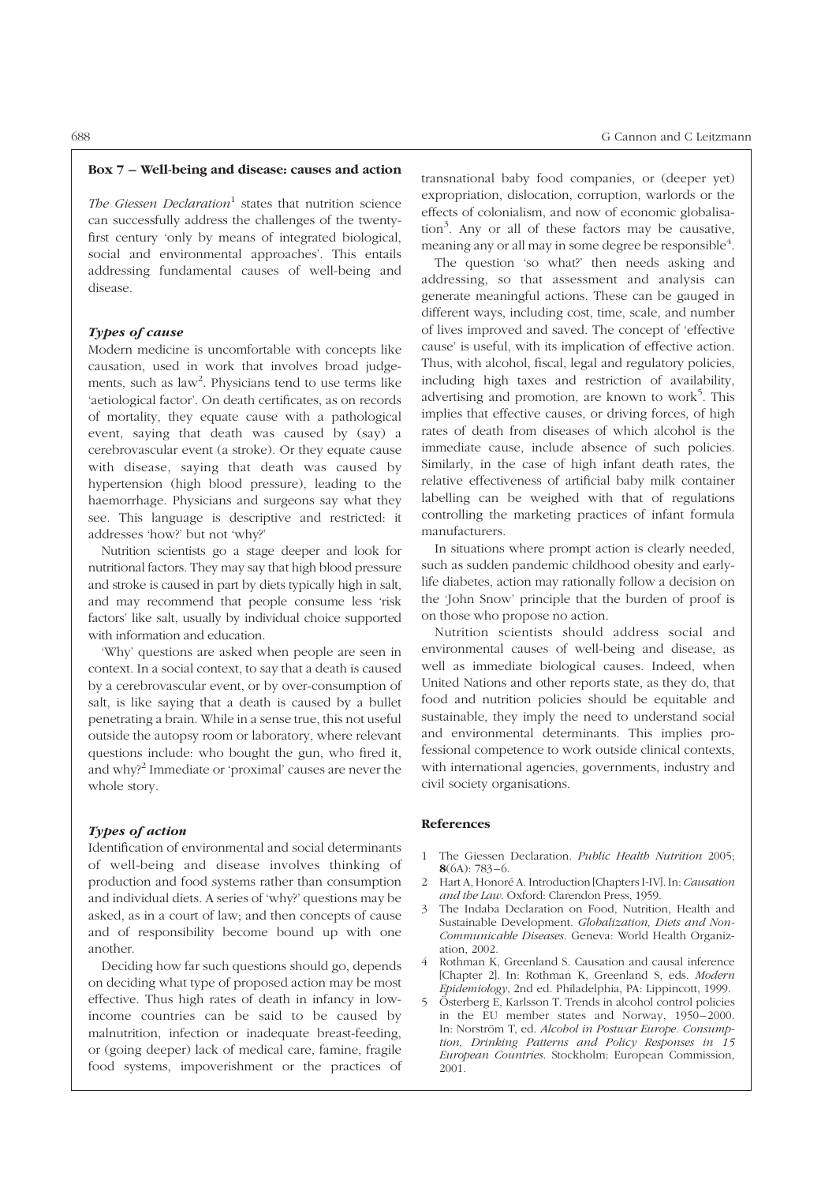## Box 7 – Well-being and disease: causes and action

*The Giessen Declaration*[1] states that nutrition science can successfully address the challenges of the twenty-first century 'only by means of integrated biological, social and environmental approaches'. This entails addressing fundamental causes of well-being and disease.

### *Types of cause*

Modern medicine is uncomfortable with concepts like causation, used in work that involves broad judgements, such as law[2]. Physicians tend to use terms like 'aetiological factor'. On death certificates, as on records of mortality, they equate cause with a pathological event, saying that death was caused by (say) a cerebrovascular event (a stroke). Or they equate cause with disease, saying that death was caused by hypertension (high blood pressure), leading to the haemorrhage. Physicians and surgeons say what they see. This language is descriptive and restricted: it addresses 'how?' but not 'why?'

Nutrition scientists go a stage deeper and look for nutritional factors. They may say that high blood pressure and stroke is caused in part by diets typically high in salt, and may recommend that people consume less 'risk factors' like salt, usually by individual choice supported with information and education.

'Why' questions are asked when people are seen in context. In a social context, to say that a death is caused by a cerebrovascular event, or by over-consumption of salt, is like saying that a death is caused by a bullet penetrating a brain. While in a sense true, this not useful outside the autopsy room or laboratory, where relevant questions include: who bought the gun, who fired it, and why?[2] Immediate or 'proximal' causes are never the whole story.

### *Types of action*

Identification of environmental and social determinants of well-being and disease involves thinking of production and food systems rather than consumption and individual diets. A series of 'why?' questions may be asked, as in a court of law; and then concepts of cause and of responsibility become bound up with one another.

Deciding how far such questions should go, depends on deciding what type of proposed action may be most effective. Thus high rates of death in infancy in low-income countries can be said to be caused by malnutrition, infection or inadequate breast-feeding, or (going deeper) lack of medical care, famine, fragile food systems, impoverishment or the practices of transnational baby food companies, or (deeper yet) expropriation, dislocation, corruption, warlords or the effects of colonialism, and now of economic globalisation[3]. Any or all of these factors may be causative, meaning any or all may in some degree be responsible[4].

The question 'so what?' then needs asking and addressing, so that assessment and analysis can generate meaningful actions. These can be gauged in different ways, including cost, time, scale, and number of lives improved and saved. The concept of 'effective cause' is useful, with its implication of effective action. Thus, with alcohol, fiscal, legal and regulatory policies, including high taxes and restriction of availability, advertising and promotion, are known to work[5]. This implies that effective causes, or driving forces, of high rates of death from diseases of which alcohol is the immediate cause, include absence of such policies. Similarly, in the case of high infant death rates, the relative effectiveness of artificial baby milk container labelling can be weighed with that of regulations controlling the marketing practices of infant formula manufacturers.

In situations where prompt action is clearly needed, such as sudden pandemic childhood obesity and early-life diabetes, action may rationally follow a decision on the 'John Snow' principle that the burden of proof is on those who propose no action.

Nutrition scientists should address social and environmental causes of well-being and disease, as well as immediate biological causes. Indeed, when United Nations and other reports state, as they do, that food and nutrition policies should be equitable and sustainable, they imply the need to understand social and environmental determinants. This implies professional competence to work outside clinical contexts, with international agencies, governments, industry and civil society organisations.

### References

1. The Giessen Declaration. *Public Health Nutrition* 2005; **8**(6A): 783–6.
2. Hart A, Honoré A. Introduction [Chapters I-IV]. In: *Causation and the Law*. Oxford: Clarendon Press, 1959.
3. The Indaba Declaration on Food, Nutrition, Health and Sustainable Development. *Globalization, Diets and Non-Communicable Diseases*. Geneva: World Health Organization, 2002.
4. Rothman K, Greenland S. Causation and causal inference [Chapter 2]. In: Rothman K, Greenland S, eds. *Modern Epidemiology*, 2nd ed. Philadelphia, PA: Lippincott, 1999.
5. Österberg E, Karlsson T. Trends in alcohol control policies in the EU member states and Norway, 1950–2000. In: Norström T, ed. *Alcohol in Postwar Europe. Consumption, Drinking Patterns and Policy Responses in 15 European Countries*. Stockholm: European Commission, 2001.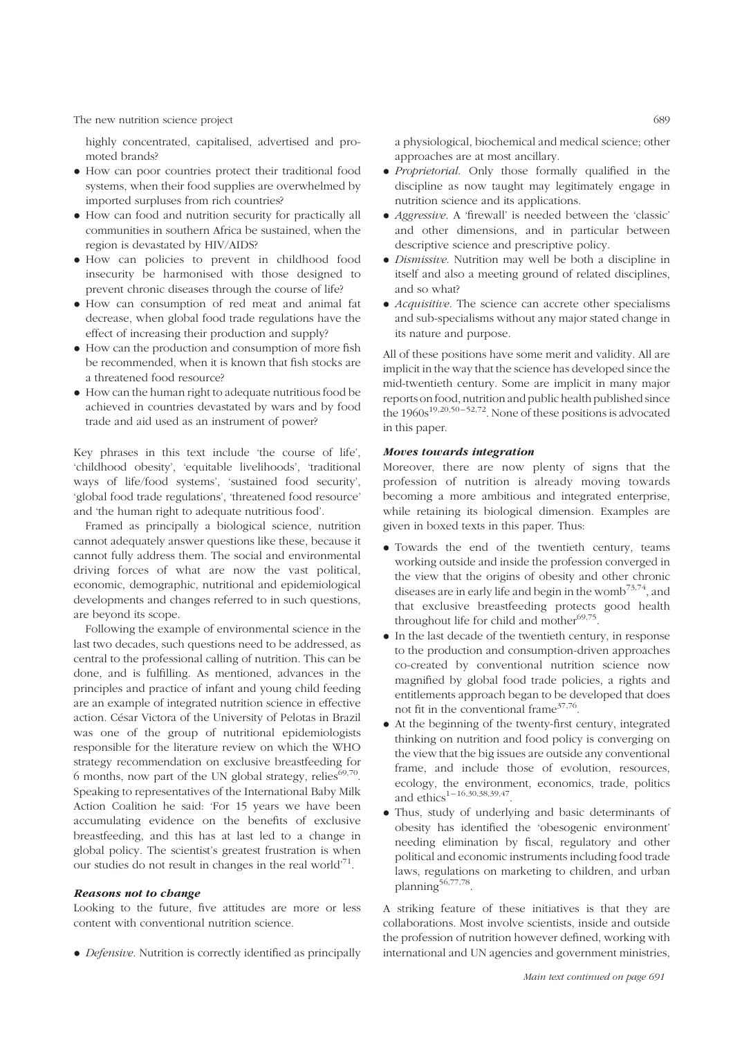highly concentrated, capitalised, advertised and promoted brands?

- How can poor countries protect their traditional food systems, when their food supplies are overwhelmed by imported surpluses from rich countries?
- How can food and nutrition security for practically all communities in southern Africa be sustained, when the region is devastated by HIV/AIDS?
- How can policies to prevent in childhood food insecurity be harmonised with those designed to prevent chronic diseases through the course of life?
- How can consumption of red meat and animal fat decrease, when global food trade regulations have the effect of increasing their production and supply?
- How can the production and consumption of more fish be recommended, when it is known that fish stocks are a threatened food resource?
- How can the human right to adequate nutritious food be achieved in countries devastated by wars and by food trade and aid used as an instrument of power?

Key phrases in this text include 'the course of life', 'childhood obesity', 'equitable livelihoods', 'traditional ways of life/food systems', 'sustained food security', 'global food trade regulations', 'threatened food resource' and 'the human right to adequate nutritious food'.

Framed as principally a biological science, nutrition cannot adequately answer questions like these, because it cannot fully address them. The social and environmental driving forces of what are now the vast political, economic, demographic, nutritional and epidemiological developments and changes referred to in such questions, are beyond its scope.

Following the example of environmental science in the last two decades, such questions need to be addressed, as central to the professional calling of nutrition. This can be done, and is fulfilling. As mentioned, advances in the principles and practice of infant and young child feeding are an example of integrated nutrition science in effective action. César Victora of the University of Pelotas in Brazil was one of the group of nutritional epidemiologists responsible for the literature review on which the WHO strategy recommendation on exclusive breastfeeding for 6 months, now part of the UN global strategy, relies[69,70]. Speaking to representatives of the International Baby Milk Action Coalition he said: 'For 15 years we have been accumulating evidence on the benefits of exclusive breastfeeding, and this has at last led to a change in global policy. The scientist's greatest frustration is when our studies do not result in changes in the real world'[71].

### *Reasons not to change*

Looking to the future, five attitudes are more or less content with conventional nutrition science.

- *Defensive*. Nutrition is correctly identified as principally a physiological, biochemical and medical science; other approaches are at most ancillary.
- *Proprietorial*. Only those formally qualified in the discipline as now taught may legitimately engage in nutrition science and its applications.
- *Aggressive*. A 'firewall' is needed between the 'classic' and other dimensions, and in particular between descriptive science and prescriptive policy.
- *Dismissive*. Nutrition may well be both a discipline in itself and also a meeting ground of related disciplines, and so what?
- *Acquisitive*. The science can accrete other specialisms and sub-specialisms without any major stated change in its nature and purpose.

All of these positions have some merit and validity. All are implicit in the way that the science has developed since the mid-twentieth century. Some are implicit in many major reports on food, nutrition and public health published since the 1960s[19,20,50–52,72]. None of these positions is advocated in this paper.

### *Moves towards integration*

Moreover, there are now plenty of signs that the profession of nutrition is already moving towards becoming a more ambitious and integrated enterprise, while retaining its biological dimension. Examples are given in boxed texts in this paper. Thus:

- Towards the end of the twentieth century, teams working outside and inside the profession converged in the view that the origins of obesity and other chronic diseases are in early life and begin in the womb[73,74], and that exclusive breastfeeding protects good health throughout life for child and mother[69,75].
- In the last decade of the twentieth century, in response to the production and consumption-driven approaches co-created by conventional nutrition science now magnified by global food trade policies, a rights and entitlements approach began to be developed that does not fit in the conventional frame[37,76].
- At the beginning of the twenty-first century, integrated thinking on nutrition and food policy is converging on the view that the big issues are outside any conventional frame, and include those of evolution, resources, ecology, the environment, economics, trade, politics and ethics[1–16,30,38,39,47].
- Thus, study of underlying and basic determinants of obesity has identified the 'obesogenic environment' needing elimination by fiscal, regulatory and other political and economic instruments including food trade laws, regulations on marketing to children, and urban planning[56,77,78].

A striking feature of these initiatives is that they are collaborations. Most involve scientists, inside and outside the profession of nutrition however defined, working with international and UN agencies and government ministries,

*Main text continued on page 691*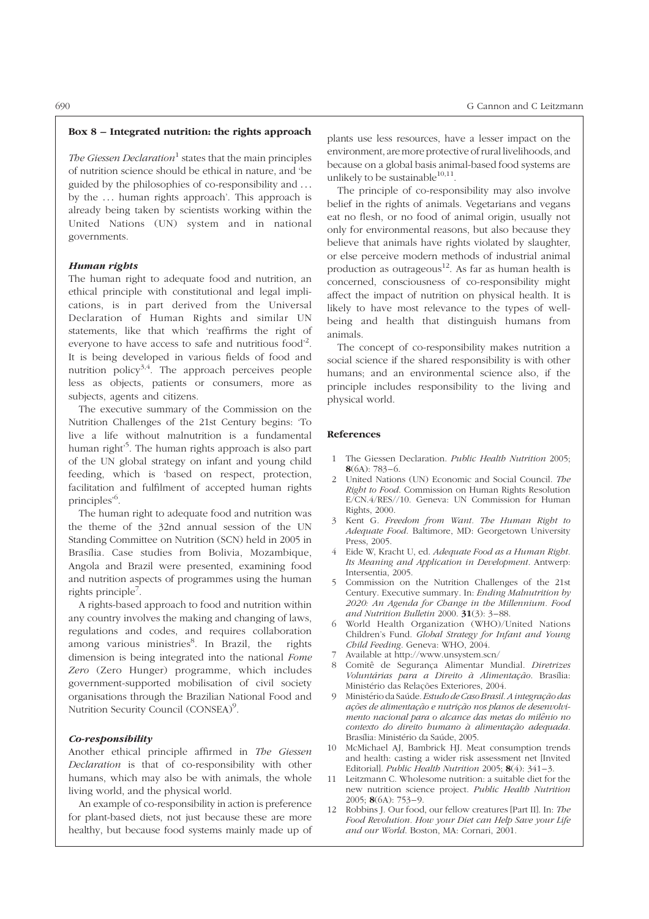## Box 8 – Integrated nutrition: the rights approach

*The Giessen Declaration*[1] states that the main principles of nutrition science should be ethical in nature, and 'be guided by the philosophies of co-responsibility and ... by the ... human rights approach'. This approach is already being taken by scientists working within the United Nations (UN) system and in national governments.

### *Human rights*

The human right to adequate food and nutrition, an ethical principle with constitutional and legal implications, is in part derived from the Universal Declaration of Human Rights and similar UN statements, like that which 'reaffirms the right of everyone to have access to safe and nutritious food'[2]. It is being developed in various fields of food and nutrition policy[3,4]. The approach perceives people less as objects, patients or consumers, more as subjects, agents and citizens.

The executive summary of the Commission on the Nutrition Challenges of the 21st Century begins: 'To live a life without malnutrition is a fundamental human right'[5]. The human rights approach is also part of the UN global strategy on infant and young child feeding, which is 'based on respect, protection, facilitation and fulfilment of accepted human rights principles'[6].

The human right to adequate food and nutrition was the theme of the 32nd annual session of the UN Standing Committee on Nutrition (SCN) held in 2005 in Brasília. Case studies from Bolivia, Mozambique, Angola and Brazil were presented, examining food and nutrition aspects of programmes using the human rights principle[7].

A rights-based approach to food and nutrition within any country involves the making and changing of laws, regulations and codes, and requires collaboration among various ministries[8]. In Brazil, the rights dimension is being integrated into the national *Fome Zero* (Zero Hunger) programme, which includes government-supported mobilisation of civil society organisations through the Brazilian National Food and Nutrition Security Council (CONSEA)[9].

### *Co-responsibility*

Another ethical principle affirmed in *The Giessen Declaration* is that of co-responsibility with other humans, which may also be with animals, the whole living world, and the physical world.

An example of co-responsibility in action is preference for plant-based diets, not just because these are more healthy, but because food systems mainly made up of plants use less resources, have a lesser impact on the environment, are more protective of rural livelihoods, and because on a global basis animal-based food systems are unlikely to be sustainable[10,11].

The principle of co-responsibility may also involve belief in the rights of animals. Vegetarians and vegans eat no flesh, or no food of animal origin, usually not only for environmental reasons, but also because they believe that animals have rights violated by slaughter, or else perceive modern methods of industrial animal production as outrageous[12]. As far as human health is concerned, consciousness of co-responsibility might affect the impact of nutrition on physical health. It is likely to have most relevance to the types of well-being and health that distinguish humans from animals.

The concept of co-responsibility makes nutrition a social science if the shared responsibility is with other humans; and an environmental science also, if the principle includes responsibility to the living and physical world.

### References

1. The Giessen Declaration. *Public Health Nutrition* 2005; **8**(6A): 783–6.
2. United Nations (UN) Economic and Social Council. *The Right to Food*. Commission on Human Rights Resolution E/CN.4/RES//10. Geneva: UN Commission for Human Rights, 2000.
3. Kent G. *Freedom from Want. The Human Right to Adequate Food*. Baltimore, MD: Georgetown University Press, 2005.
4. Eide W, Kracht U, ed. *Adequate Food as a Human Right. Its Meaning and Application in Development*. Antwerp: Intersentia, 2005.
5. Commission on the Nutrition Challenges of the 21st Century. Executive summary. In: *Ending Malnutrition by 2020: An Agenda for Change in the Millennium. Food and Nutrition Bulletin* 2000. **31**(3): 3–88.
6. World Health Organization (WHO)/United Nations Children's Fund. *Global Strategy for Infant and Young Child Feeding*. Geneva: WHO, 2004.
7. Available at http://www.unsystem.scn/
8. Comitê de Segurança Alimentar Mundial. *Diretrizes Voluntárias para a Direito à Alimentação*. Brasília: Ministério das Relações Exteriores, 2004.
9. Ministério da Saúde. *Estudo de Caso Brasil. A integração das ações de alimentação e nutrição nos planos de desenvolvimento nacional para o alcance das metas do milênio no contexto do direito humano à alimentação adequada*. Brasília: Ministério da Saúde, 2005.
10. McMichael AJ, Bambrick HJ. Meat consumption trends and health: casting a wider risk assessment net [Invited Editorial]. *Public Health Nutrition* 2005; **8**(4): 341–3.
11. Leitzmann C. Wholesome nutrition: a suitable diet for the new nutrition science project. *Public Health Nutrition* 2005; **8**(6A): 753–9.
12. Robbins J. Our food, our fellow creatures [Part II]. In: *The Food Revolution. How your Diet can Help Save your Life and our World*. Boston, MA: Cornari, 2001.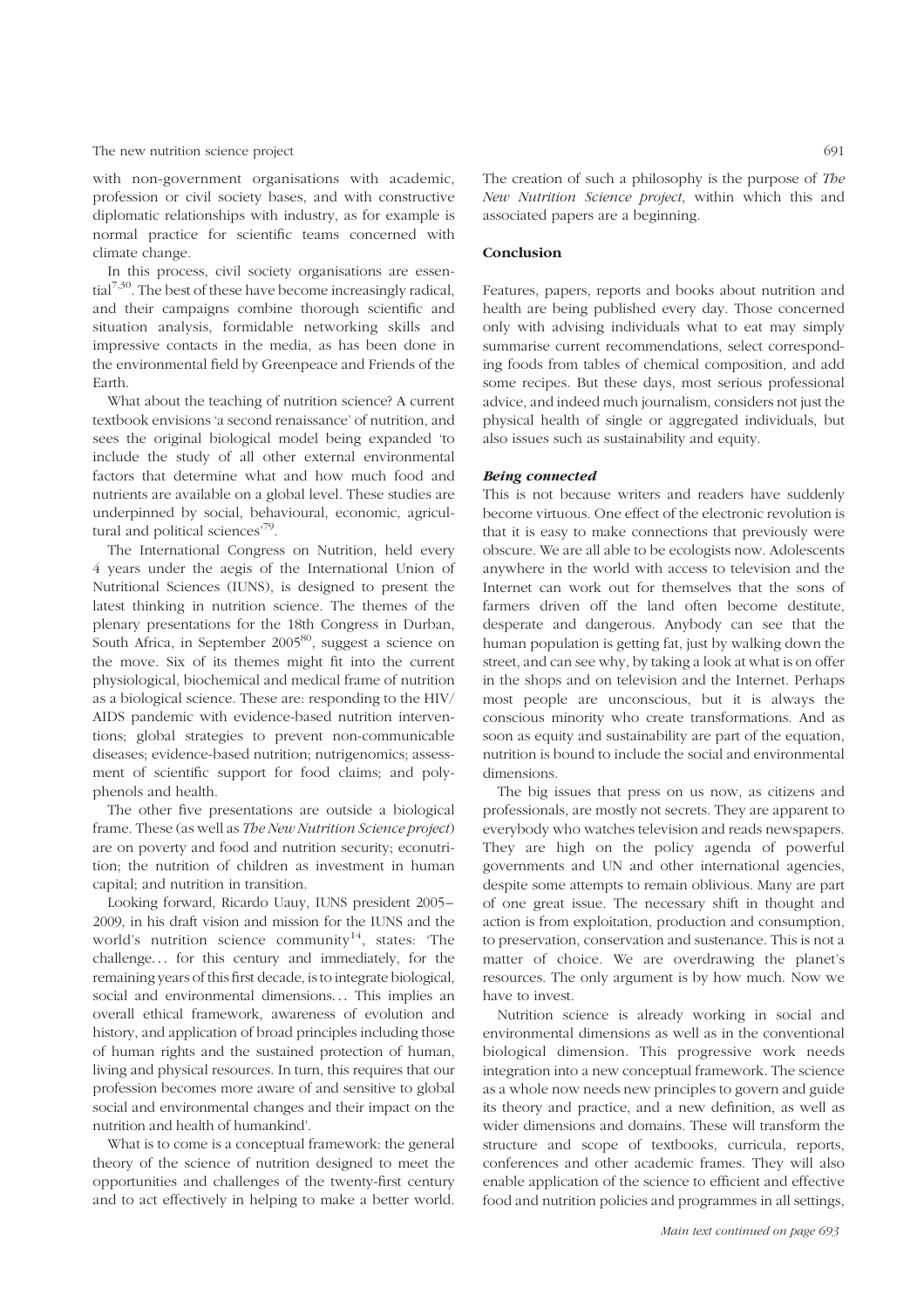with non-government organisations with academic, profession or civil society bases, and with constructive diplomatic relationships with industry, as for example is normal practice for scientific teams concerned with climate change.

In this process, civil society organisations are essential[7,30]. The best of these have become increasingly radical, and their campaigns combine thorough scientific and situation analysis, formidable networking skills and impressive contacts in the media, as has been done in the environmental field by Greenpeace and Friends of the Earth.

What about the teaching of nutrition science? A current textbook envisions 'a second renaissance' of nutrition, and sees the original biological model being expanded 'to include the study of all other external environmental factors that determine what and how much food and nutrients are available on a global level. These studies are underpinned by social, behavioural, economic, agricultural and political sciences'[79].

The International Congress on Nutrition, held every 4 years under the aegis of the International Union of Nutritional Sciences (IUNS), is designed to present the latest thinking in nutrition science. The themes of the plenary presentations for the 18th Congress in Durban, South Africa, in September 2005[80], suggest a science on the move. Six of its themes might fit into the current physiological, biochemical and medical frame of nutrition as a biological science. These are: responding to the HIV/AIDS pandemic with evidence-based nutrition interventions; global strategies to prevent non-communicable diseases; evidence-based nutrition; nutrigenomics; assessment of scientific support for food claims; and polyphenols and health.

The other five presentations are outside a biological frame. These (as well as *The New Nutrition Science project*) are on poverty and food and nutrition security; econutrition; the nutrition of children as investment in human capital; and nutrition in transition.

Looking forward, Ricardo Uauy, IUNS president 2005–2009, in his draft vision and mission for the IUNS and the world's nutrition science community[14], states: 'The challenge… for this century and immediately, for the remaining years of this first decade, is to integrate biological, social and environmental dimensions… This implies an overall ethical framework, awareness of evolution and history, and application of broad principles including those of human rights and the sustained protection of human, living and physical resources. In turn, this requires that our profession becomes more aware of and sensitive to global social and environmental changes and their impact on the nutrition and health of humankind'.

What is to come is a conceptual framework: the general theory of the science of nutrition designed to meet the opportunities and challenges of the twenty-first century and to act effectively in helping to make a better world. The creation of such a philosophy is the purpose of *The New Nutrition Science project*, within which this and associated papers are a beginning.

## Conclusion

Features, papers, reports and books about nutrition and health are being published every day. Those concerned only with advising individuals what to eat may simply summarise current recommendations, select corresponding foods from tables of chemical composition, and add some recipes. But these days, most serious professional advice, and indeed much journalism, considers not just the physical health of single or aggregated individuals, but also issues such as sustainability and equity.

### *Being connected*

This is not because writers and readers have suddenly become virtuous. One effect of the electronic revolution is that it is easy to make connections that previously were obscure. We are all able to be ecologists now. Adolescents anywhere in the world with access to television and the Internet can work out for themselves that the sons of farmers driven off the land often become destitute, desperate and dangerous. Anybody can see that the human population is getting fat, just by walking down the street, and can see why, by taking a look at what is on offer in the shops and on television and the Internet. Perhaps most people are unconscious, but it is always the conscious minority who create transformations. And as soon as equity and sustainability are part of the equation, nutrition is bound to include the social and environmental dimensions.

The big issues that press on us now, as citizens and professionals, are mostly not secrets. They are apparent to everybody who watches television and reads newspapers. They are high on the policy agenda of powerful governments and UN and other international agencies, despite some attempts to remain oblivious. Many are part of one great issue. The necessary shift in thought and action is from exploitation, production and consumption, to preservation, conservation and sustenance. This is not a matter of choice. We are overdrawing the planet's resources. The only argument is by how much. Now we have to invest.

Nutrition science is already working in social and environmental dimensions as well as in the conventional biological dimension. This progressive work needs integration into a new conceptual framework. The science as a whole now needs new principles to govern and guide its theory and practice, and a new definition, as well as wider dimensions and domains. These will transform the structure and scope of textbooks, curricula, reports, conferences and other academic frames. They will also enable application of the science to efficient and effective food and nutrition policies and programmes in all settings,

*Main text continued on page 693*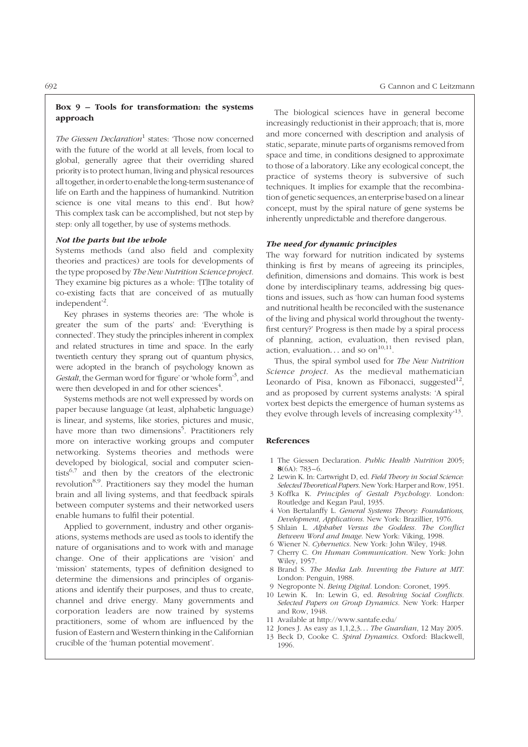## Box 9 – Tools for transformation: the systems approach

*The Giessen Declaration*[1] states: 'Those now concerned with the future of the world at all levels, from local to global, generally agree that their overriding shared priority is to protect human, living and physical resources all together, in order to enable the long-term sustenance of life on Earth and the happiness of humankind. Nutrition science is one vital means to this end'. But how? This complex task can be accomplished, but not step by step: only all together, by use of systems methods.

### *Not the parts but the whole*

Systems methods (and also field and complexity theories and practices) are tools for developments of the type proposed by *The New Nutrition Science project*. They examine big pictures as a whole: '[T]he totality of co-existing facts that are conceived of as mutually independent'[2].

Key phrases in systems theories are: 'The whole is greater the sum of the parts' and: 'Everything is connected'. They study the principles inherent in complex and related structures in time and space. In the early twentieth century they sprang out of quantum physics, were adopted in the branch of psychology known as *Gestalt*, the German word for 'figure' or 'whole form'[3], and were then developed in and for other sciences[4].

Systems methods are not well expressed by words on paper because language (at least, alphabetic language) is linear, and systems, like stories, pictures and music, have more than two dimensions[5]. Practitioners rely more on interactive working groups and computer networking. Systems theories and methods were developed by biological, social and computer scientists[6,7] and then by the creators of the electronic revolution[8,9]. Practitioners say they model the human brain and all living systems, and that feedback spirals between computer systems and their networked users enable humans to fulfil their potential.

Applied to government, industry and other organisations, systems methods are used as tools to identify the nature of organisations and to work with and manage change. One of their applications are 'vision' and 'mission' statements, types of definition designed to determine the dimensions and principles of organisations and identify their purposes, and thus to create, channel and drive energy. Many governments and corporation leaders are now trained by systems practitioners, some of whom are influenced by the fusion of Eastern and Western thinking in the Californian crucible of the 'human potential movement'.

The biological sciences have in general become increasingly reductionist in their approach; that is, more and more concerned with description and analysis of static, separate, minute parts of organisms removed from space and time, in conditions designed to approximate to those of a laboratory. Like any ecological concept, the practice of systems theory is subversive of such techniques. It implies for example that the recombination of genetic sequences, an enterprise based on a linear concept, must by the spiral nature of gene systems be inherently unpredictable and therefore dangerous.

### *The need for dynamic principles*

The way forward for nutrition indicated by systems thinking is first by means of agreeing its principles, definition, dimensions and domains. This work is best done by interdisciplinary teams, addressing big questions and issues, such as 'how can human food systems and nutritional health be reconciled with the sustenance of the living and physical world throughout the twenty-first century?' Progress is then made by a spiral process of planning, action, evaluation, then revised plan, action, evaluation... and so on[10,11].

Thus, the spiral symbol used for *The New Nutrition Science project*. As the medieval mathematician Leonardo of Pisa, known as Fibonacci, suggested[12], and as proposed by current systems analysts: 'A spiral vortex best depicts the emergence of human systems as they evolve through levels of increasing complexity'[13].

### References

1. The Giessen Declaration. *Public Health Nutrition* 2005; **8**(6A): 783–6.
2. Lewin K. In: Cartwright D, ed. *Field Theory in Social Science: Selected Theoretical Papers*. New York: Harper and Row, 1951.
3. Koffka K. *Principles of Gestalt Psychology*. London: Routledge and Kegan Paul, 1935.
4. Von Bertalanffy L. *General Systems Theory: Foundations, Development, Applications*. New York: Brazillier, 1976.
5. Shlain L. *Alphabet Versus the Goddess. The Conflict Between Word and Image*. New York: Viking, 1998.
6. Wiener N. *Cybernetics*. New York: John Wiley, 1948.
7. Cherry C. *On Human Communication*. New York: John Wiley, 1957.
8. Brand S. *The Media Lab. Inventing the Future at MIT*. London: Penguin, 1988.
9. Negroponte N. *Being Digital*. London: Coronet, 1995.
10. Lewin K. In: Lewin G, ed. *Resolving Social Conflicts. Selected Papers on Group Dynamics*. New York: Harper and Row, 1948.
11. Available at http://www.santafe.edu/
12. Jones J. As easy as 1,1,2,3... *The Guardian*, 12 May 2005.
13. Beck D, Cooke C. *Spiral Dynamics*. Oxford: Blackwell, 1996.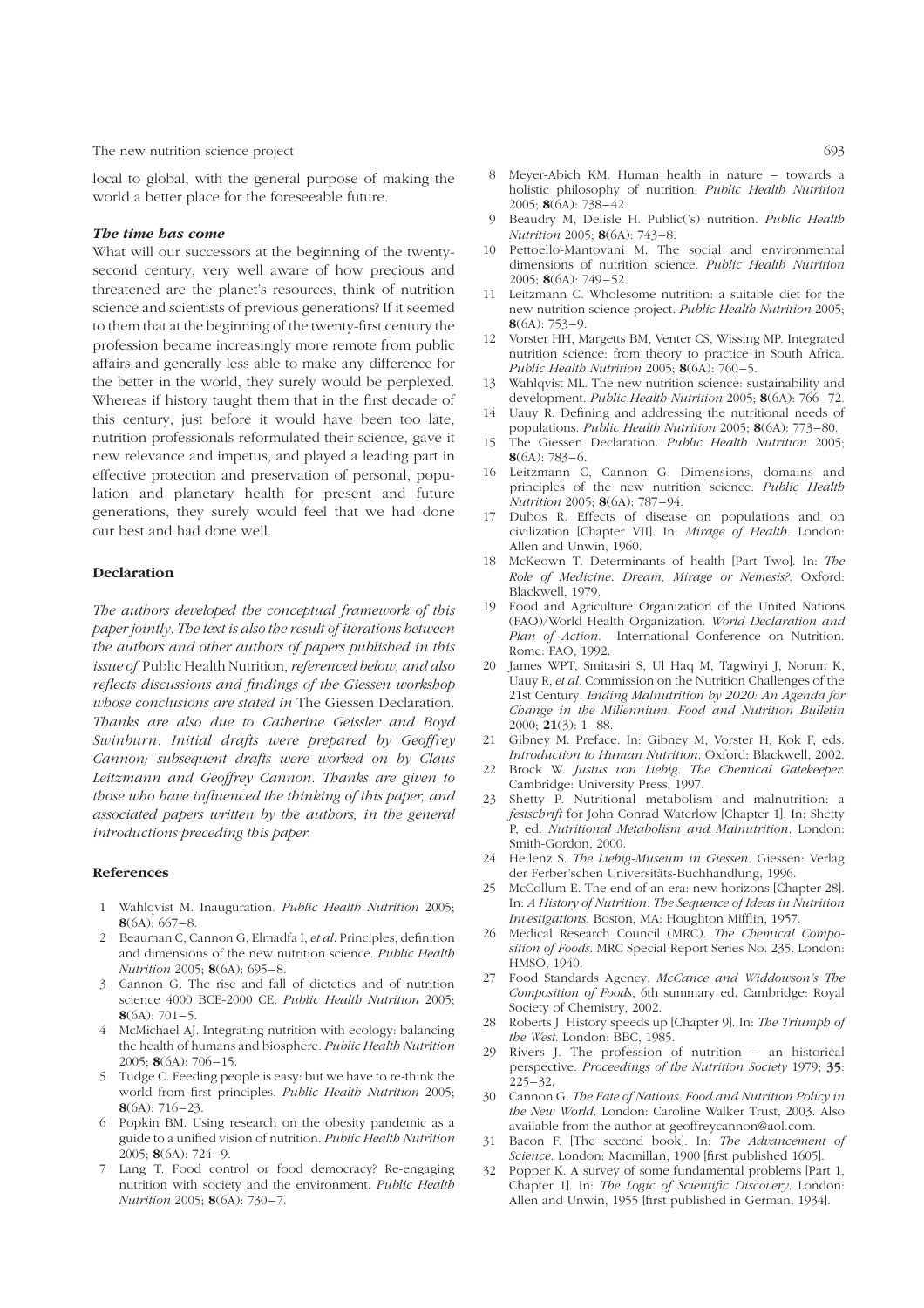local to global, with the general purpose of making the world a better place for the foreseeable future.

### *The time has come*

What will our successors at the beginning of the twenty-second century, very well aware of how precious and threatened are the planet's resources, think of nutrition science and scientists of previous generations? If it seemed to them that at the beginning of the twenty-first century the profession became increasingly more remote from public affairs and generally less able to make any difference for the better in the world, they surely would be perplexed. Whereas if history taught them that in the first decade of this century, just before it would have been too late, nutrition professionals reformulated their science, gave it new relevance and impetus, and played a leading part in effective protection and preservation of personal, population and planetary health for present and future generations, they surely would feel that we had done our best and had done well.

## Declaration

*The authors developed the conceptual framework of this paper jointly. The text is also the result of iterations between the authors and other authors of papers published in this issue of* Public Health Nutrition, *referenced below, and also reflects discussions and findings of the Giessen workshop whose conclusions are stated in* The Giessen Declaration. *Thanks are also due to Catherine Geissler and Boyd Swinburn. Initial drafts were prepared by Geoffrey Cannon; subsequent drafts were worked on by Claus Leitzmann and Geoffrey Cannon. Thanks are given to those who have influenced the thinking of this paper, and associated papers written by the authors, in the general introductions preceding this paper.*

## References

1. Wahlqvist M. Inauguration. *Public Health Nutrition* 2005; **8**(6A): 667–8.
2. Beauman C, Cannon G, Elmadfa I, *et al*. Principles, definition and dimensions of the new nutrition science. *Public Health Nutrition* 2005; **8**(6A): 695–8.
3. Cannon G. The rise and fall of dietetics and of nutrition science 4000 BCE-2000 CE. *Public Health Nutrition* 2005; **8**(6A): 701–5.
4. McMichael AJ. Integrating nutrition with ecology: balancing the health of humans and biosphere. *Public Health Nutrition* 2005; **8**(6A): 706–15.
5. Tudge C. Feeding people is easy: but we have to re-think the world from first principles. *Public Health Nutrition* 2005; **8**(6A): 716–23.
6. Popkin BM. Using research on the obesity pandemic as a guide to a unified vision of nutrition. *Public Health Nutrition* 2005; **8**(6A): 724–9.
7. Lang T. Food control or food democracy? Re-engaging nutrition with society and the environment. *Public Health Nutrition* 2005; **8**(6A): 730–7.
8. Meyer-Abich KM. Human health in nature – towards a holistic philosophy of nutrition. *Public Health Nutrition* 2005; **8**(6A): 738–42.
9. Beaudry M, Delisle H. Public('s) nutrition. *Public Health Nutrition* 2005; **8**(6A): 743–8.
10. Pettoello-Mantovani M. The social and environmental dimensions of nutrition science. *Public Health Nutrition* 2005; **8**(6A): 749–52.
11. Leitzmann C. Wholesome nutrition: a suitable diet for the new nutrition science project. *Public Health Nutrition* 2005; **8**(6A): 753–9.
12. Vorster HH, Margetts BM, Venter CS, Wissing MP. Integrated nutrition science: from theory to practice in South Africa. *Public Health Nutrition* 2005; **8**(6A): 760–5.
13. Wahlqvist ML. The new nutrition science: sustainability and development. *Public Health Nutrition* 2005; **8**(6A): 766–72.
14. Uauy R. Defining and addressing the nutritional needs of populations. *Public Health Nutrition* 2005; **8**(6A): 773–80.
15. The Giessen Declaration. *Public Health Nutrition* 2005; **8**(6A): 783–6.
16. Leitzmann C, Cannon G. Dimensions, domains and principles of the new nutrition science. *Public Health Nutrition* 2005; **8**(6A): 787–94.
17. Dubos R. Effects of disease on populations and on civilization [Chapter VII]. In: *Mirage of Health*. London: Allen and Unwin, 1960.
18. McKeown T. Determinants of health [Part Two]. In: *The Role of Medicine. Dream, Mirage or Nemesis?*. Oxford: Blackwell, 1979.
19. Food and Agriculture Organization of the United Nations (FAO)/World Health Organization. *World Declaration and Plan of Action*. International Conference on Nutrition. Rome: FAO, 1992.
20. James WPT, Smitasiri S, Ul Haq M, Tagwiryi J, Norum K, Uauy R, *et al*. Commission on the Nutrition Challenges of the 21st Century. *Ending Malnutrition by 2020: An Agenda for Change in the Millennium. Food and Nutrition Bulletin* 2000; **21**(3): 1–88.
21. Gibney M. Preface. In: Gibney M, Vorster H, Kok F, eds. *Introduction to Human Nutrition*. Oxford: Blackwell, 2002.
22. Brock W. *Justus von Liebig. The Chemical Gatekeeper*. Cambridge: University Press, 1997.
23. Shetty P. Nutritional metabolism and malnutrition: a *festschrift* for John Conrad Waterlow [Chapter 1]. In: Shetty P, ed. *Nutritional Metabolism and Malnutrition*. London: Smith-Gordon, 2000.
24. Heilenz S. *The Liebig-Museum in Giessen*. Giessen: Verlag der Ferber'schen Universitäts-Buchhandlung, 1996.
25. McCollum E. The end of an era: new horizons [Chapter 28]. In: *A History of Nutrition. The Sequence of Ideas in Nutrition Investigations*. Boston, MA: Houghton Mifflin, 1957.
26. Medical Research Council (MRC). *The Chemical Composition of Foods*. MRC Special Report Series No. 235. London: HMSO, 1940.
27. Food Standards Agency. *McCance and Widdowson's The Composition of Foods*, 6th summary ed. Cambridge: Royal Society of Chemistry, 2002.
28. Roberts J. History speeds up [Chapter 9]. In: *The Triumph of the West*. London: BBC, 1985.
29. Rivers J. The profession of nutrition – an historical perspective. *Proceedings of the Nutrition Society* 1979; **35**: 225–32.
30. Cannon G. *The Fate of Nations. Food and Nutrition Policy in the New World*. London: Caroline Walker Trust, 2003. Also available from the author at geoffreycannon@aol.com.
31. Bacon F. [The second book]. In: *The Advancement of Science*. London: Macmillan, 1900 [first published 1605].
32. Popper K. A survey of some fundamental problems [Part 1, Chapter 1]. In: *The Logic of Scientific Discovery*. London: Allen and Unwin, 1955 [first published in German, 1934].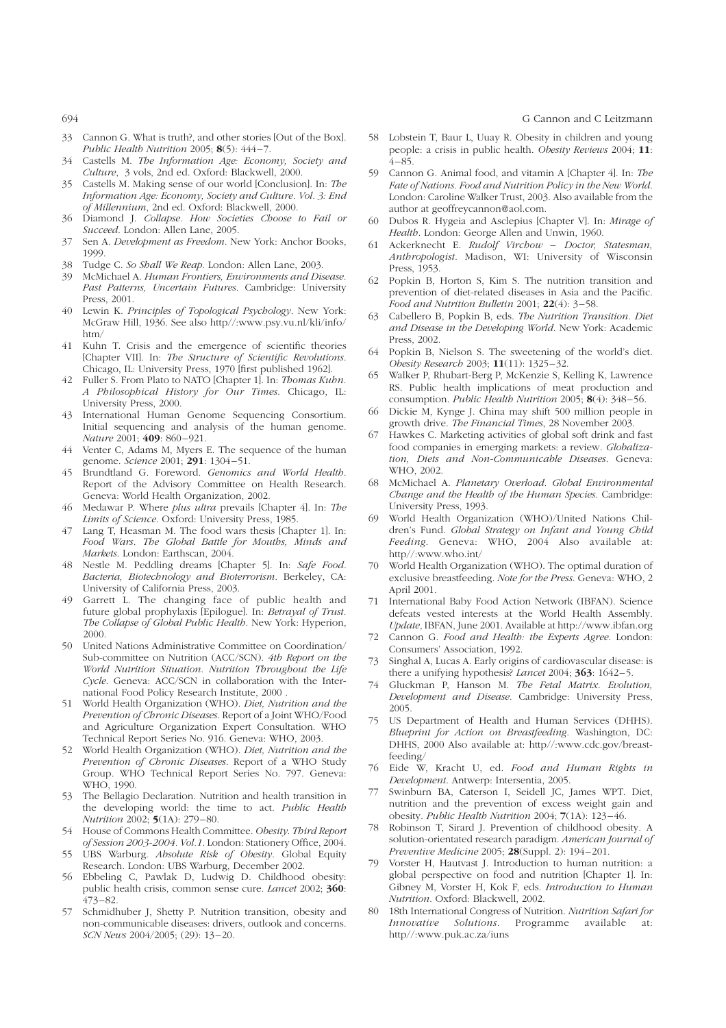33 Cannon G. What is truth?, and other stories [Out of the Box]. *Public Health Nutrition* 2005; **8**(5): 444–7.

34 Castells M. *The Information Age: Economy, Society and Culture*, 3 vols, 2nd ed. Oxford: Blackwell, 2000.

35 Castells M. Making sense of our world [Conclusion]. In: *The Information Age: Economy, Society and Culture. Vol. 3: End of Millennium*, 2nd ed. Oxford: Blackwell, 2000.

36 Diamond J. *Collapse. How Societies Choose to Fail or Succeed*. London: Allen Lane, 2005.

37 Sen A. *Development as Freedom*. New York: Anchor Books, 1999.

38 Tudge C. *So Shall We Reap*. London: Allen Lane, 2003.

39 McMichael A. *Human Frontiers, Environments and Disease. Past Patterns, Uncertain Futures*. Cambridge: University Press, 2001.

40 Lewin K. *Principles of Topological Psychology*. New York: McGraw Hill, 1936. See also http//:www.psy.vu.nl/kli/info/htm/

41 Kuhn T. Crisis and the emergence of scientific theories [Chapter VII]. In: *The Structure of Scientific Revolutions*. Chicago, IL: University Press, 1970 [first published 1962].

42 Fuller S. From Plato to NATO [Chapter 1]. In: *Thomas Kuhn. A Philosophical History for Our Times*. Chicago, IL: University Press, 2000.

43 International Human Genome Sequencing Consortium. Initial sequencing and analysis of the human genome. *Nature* 2001; **409**: 860–921.

44 Venter C, Adams M, Myers E. The sequence of the human genome. *Science* 2001; **291**: 1304–51.

45 Brundtland G. Foreword. *Genomics and World Health*. Report of the Advisory Committee on Health Research. Geneva: World Health Organization, 2002.

46 Medawar P. Where *plus ultra* prevails [Chapter 4]. In: *The Limits of Science*. Oxford: University Press, 1985.

47 Lang T, Heasman M. The food wars thesis [Chapter 1]. In: *Food Wars. The Global Battle for Mouths, Minds and Markets*. London: Earthscan, 2004.

48 Nestle M. Peddling dreams [Chapter 5]. In: *Safe Food. Bacteria, Biotechnology and Bioterrorism*. Berkeley, CA: University of California Press, 2003.

49 Garrett L. The changing face of public health and future global prophylaxis [Epilogue]. In: *Betrayal of Trust. The Collapse of Global Public Health*. New York: Hyperion, 2000.

50 United Nations Administrative Committee on Coordination/Sub-committee on Nutrition (ACC/SCN). *4th Report on the World Nutrition Situation. Nutrition Throughout the Life Cycle*. Geneva: ACC/SCN in collaboration with the International Food Policy Research Institute, 2000 .

51 World Health Organization (WHO). *Diet, Nutrition and the Prevention of Chronic Diseases*. Report of a Joint WHO/Food and Agriculture Organization Expert Consultation. WHO Technical Report Series No. 916. Geneva: WHO, 2003.

52 World Health Organization (WHO). *Diet, Nutrition and the Prevention of Chronic Diseases*. Report of a WHO Study Group. WHO Technical Report Series No. 797. Geneva: WHO, 1990.

53 The Bellagio Declaration. Nutrition and health transition in the developing world: the time to act. *Public Health Nutrition* 2002; **5**(1A): 279–80.

54 House of Commons Health Committee. *Obesity. Third Report of Session 2003-2004. Vol.1*. London: Stationery Office, 2004.

55 UBS Warburg. *Absolute Risk of Obesity*. Global Equity Research. London: UBS Warburg, December 2002.

56 Ebbeling C, Pawlak D, Ludwig D. Childhood obesity: public health crisis, common sense cure. *Lancet* 2002; **360**: 473–82.

57 Schmidhuber J, Shetty P. Nutrition transition, obesity and non-communicable diseases: drivers, outlook and concerns. *SCN News* 2004/2005; (29): 13–20.

58 Lobstein T, Baur L, Uuay R. Obesity in children and young people: a crisis in public health. *Obesity Reviews* 2004; **11**: 4–85.

59 Cannon G. Animal food, and vitamin A [Chapter 4]. In: *The Fate of Nations. Food and Nutrition Policy in the New World*. London: Caroline Walker Trust, 2003. Also available from the author at geoffreycannon@aol.com.

60 Dubos R. Hygeia and Asclepius [Chapter V]. In: *Mirage of Health*. London: George Allen and Unwin, 1960.

61 Ackerknecht E. *Rudolf Virchow – Doctor, Statesman, Anthropologist*. Madison, WI: University of Wisconsin Press, 1953.

62 Popkin B, Horton S, Kim S. The nutrition transition and prevention of diet-related diseases in Asia and the Pacific. *Food and Nutrition Bulletin* 2001; **22**(4): 3–58.

63 Cabellero B, Popkin B, eds. *The Nutrition Transition. Diet and Disease in the Developing World*. New York: Academic Press, 2002.

64 Popkin B, Nielson S. The sweetening of the world's diet. *Obesity Research* 2003; **11**(11): 1325–32.

65 Walker P, Rhubart-Berg P, McKenzie S, Kelling K, Lawrence RS. Public health implications of meat production and consumption. *Public Health Nutrition* 2005; **8**(4): 348–56.

66 Dickie M, Kynge J. China may shift 500 million people in growth drive. *The Financial Times*, 28 November 2003.

67 Hawkes C. Marketing activities of global soft drink and fast food companies in emerging markets: a review. *Globalization, Diets and Non-Communicable Diseases*. Geneva: WHO, 2002.

68 McMichael A. *Planetary Overload. Global Environmental Change and the Health of the Human Species*. Cambridge: University Press, 1993.

69 World Health Organization (WHO)/United Nations Children's Fund. *Global Strategy on Infant and Young Child Feeding*. Geneva: WHO, 2004 Also available at: http//:www.who.int/

70 World Health Organization (WHO). The optimal duration of exclusive breastfeeding. *Note for the Press*. Geneva: WHO, 2 April 2001.

71 International Baby Food Action Network (IBFAN). Science defeats vested interests at the World Health Assembly. *Update*, IBFAN, June 2001. Available at http://www.ibfan.org

72 Cannon G. *Food and Health: the Experts Agree*. London: Consumers' Association, 1992.

73 Singhal A, Lucas A. Early origins of cardiovascular disease: is there a unifying hypothesis? *Lancet* 2004; **363**: 1642–5.

74 Gluckman P, Hanson M. *The Fetal Matrix. Evolution, Development and Disease*. Cambridge: University Press, 2005.

75 US Department of Health and Human Services (DHHS). *Blueprint for Action on Breastfeeding*. Washington, DC: DHHS, 2000 Also available at: http//:www.cdc.gov/breastfeeding/

76 Eide W, Kracht U, ed. *Food and Human Rights in Development*. Antwerp: Intersentia, 2005.

77 Swinburn BA, Caterson I, Seidell JC, James WPT. Diet, nutrition and the prevention of excess weight gain and obesity. *Public Health Nutrition* 2004; **7**(1A): 123–46.

78 Robinson T, Sirard J. Prevention of childhood obesity. A solution-orientated research paradigm. *American Journal of Preventive Medicine* 2005; **28**(Suppl. 2): 194–201.

79 Vorster H, Hautvast J. Introduction to human nutrition: a global perspective on food and nutrition [Chapter 1]. In: Gibney M, Vorster H, Kok F, eds. *Introduction to Human Nutrition*. Oxford: Blackwell, 2002.

80 18th International Congress of Nutrition. *Nutrition Safari for Innovative Solutions*. Programme available at: http//:www.puk.ac.za/iuns